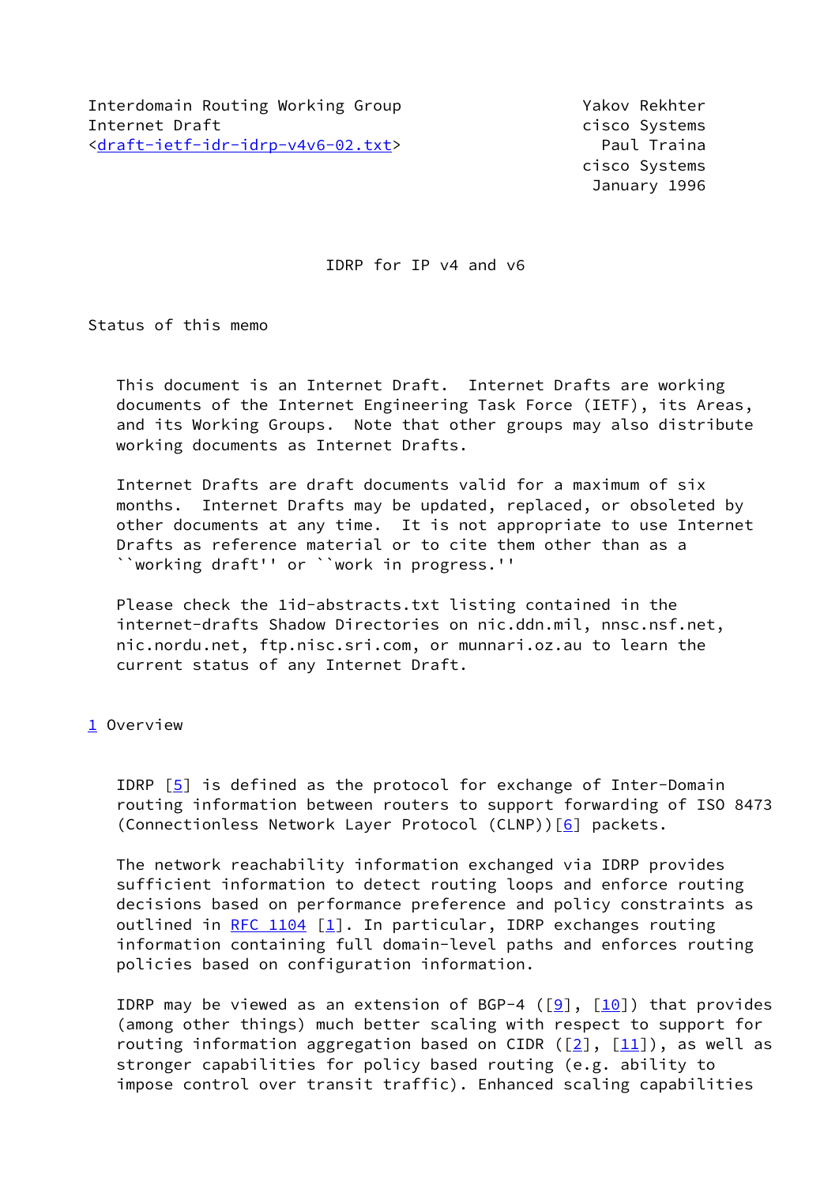Interdomain Routing Working Group
Internet Draft
<draft-ietf-idr-idrp-v4v6-02.txt>

Yakov Rekhter
cisco Systems
Paul Traina
cisco Systems
January 1996

# IDRP for IP v4 and v6

## Status of this memo

This document is an Internet Draft. Internet Drafts are working documents of the Internet Engineering Task Force (IETF), its Areas, and its Working Groups. Note that other groups may also distribute working documents as Internet Drafts.

Internet Drafts are draft documents valid for a maximum of six months. Internet Drafts may be updated, replaced, or obsoleted by other documents at any time. It is not appropriate to use Internet Drafts as reference material or to cite them other than as a ``working draft'' or ``work in progress.''

Please check the 1id-abstracts.txt listing contained in the internet-drafts Shadow Directories on nic.ddn.mil, nnsc.nsf.net, nic.nordu.net, ftp.nisc.sri.com, or munnari.oz.au to learn the current status of any Internet Draft.

## 1 Overview

IDRP [5] is defined as the protocol for exchange of Inter-Domain routing information between routers to support forwarding of ISO 8473 (Connectionless Network Layer Protocol (CLNP))[6] packets.

The network reachability information exchanged via IDRP provides sufficient information to detect routing loops and enforce routing decisions based on performance preference and policy constraints as outlined in RFC 1104 [1]. In particular, IDRP exchanges routing information containing full domain-level paths and enforces routing policies based on configuration information.

IDRP may be viewed as an extension of BGP-4 ([9], [10]) that provides (among other things) much better scaling with respect to support for routing information aggregation based on CIDR ([2], [11]), as well as stronger capabilities for policy based routing (e.g. ability to impose control over transit traffic). Enhanced scaling capabilities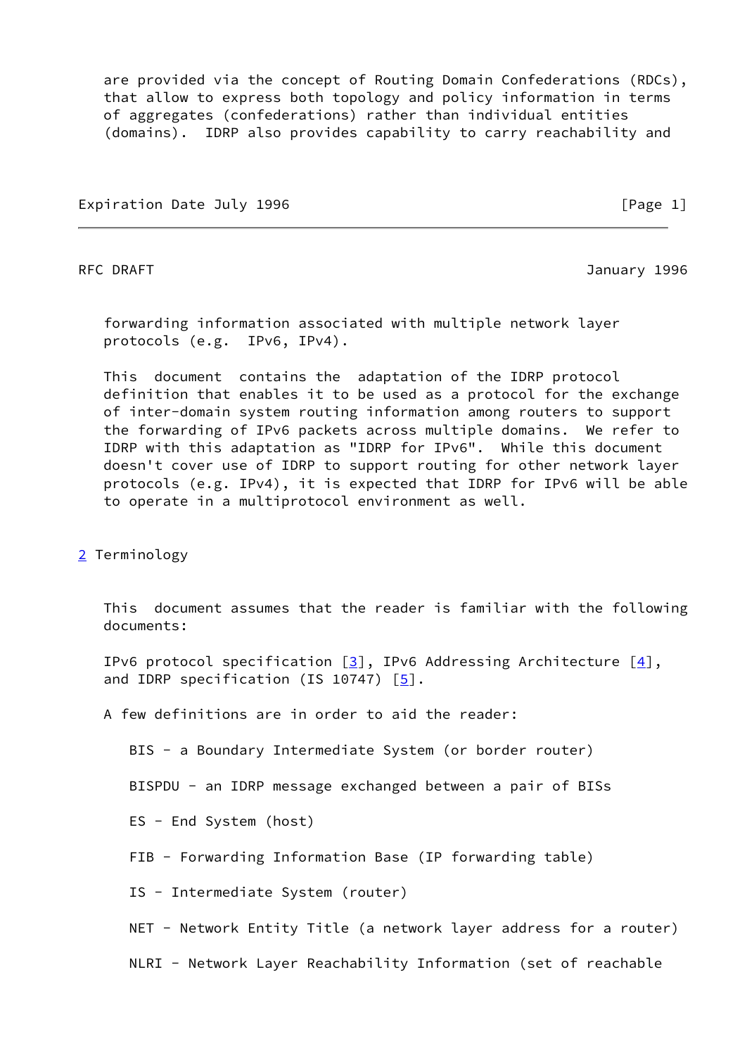are provided via the concept of Routing Domain Confederations (RDCs), that allow to express both topology and policy information in terms of aggregates (confederations) rather than individual entities (domains). IDRP also provides capability to carry reachability and forwarding information associated with multiple network layer protocols (e.g. IPv6, IPv4).

This document contains the adaptation of the IDRP protocol definition that enables it to be used as a protocol for the exchange of inter-domain system routing information among routers to support the forwarding of IPv6 packets across multiple domains. We refer to IDRP with this adaptation as "IDRP for IPv6". While this document doesn't cover use of IDRP to support routing for other network layer protocols (e.g. IPv4), it is expected that IDRP for IPv6 will be able to operate in a multiprotocol environment as well.

## 2 Terminology

This document assumes that the reader is familiar with the following documents:

IPv6 protocol specification [3], IPv6 Addressing Architecture [4], and IDRP specification (IS 10747) [5].

A few definitions are in order to aid the reader:

BIS - a Boundary Intermediate System (or border router)

BISPDU - an IDRP message exchanged between a pair of BISs

ES - End System (host)

FIB - Forwarding Information Base (IP forwarding table)

IS - Intermediate System (router)

NET - Network Entity Title (a network layer address for a router)

NLRI - Network Layer Reachability Information (set of reachable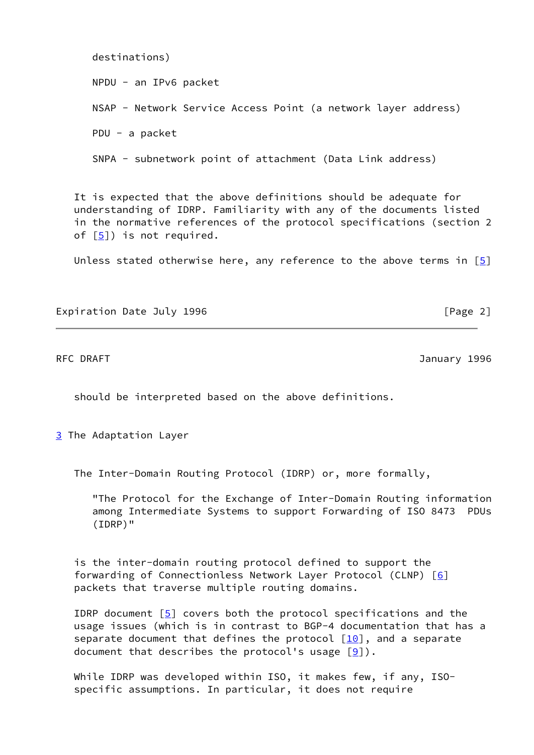destinations)

NPDU - an IPv6 packet

NSAP - Network Service Access Point (a network layer address)

PDU - a packet

SNPA - subnetwork point of attachment (Data Link address)

It is expected that the above definitions should be adequate for understanding of IDRP. Familiarity with any of the documents listed in the normative references of the protocol specifications (section 2 of [5]) is not required.

Unless stated otherwise here, any reference to the above terms in [5] should be interpreted based on the above definitions.

## 3 The Adaptation Layer

The Inter-Domain Routing Protocol (IDRP) or, more formally,

> "The Protocol for the Exchange of Inter-Domain Routing information among Intermediate Systems to support Forwarding of ISO 8473 PDUs (IDRP)"

is the inter-domain routing protocol defined to support the forwarding of Connectionless Network Layer Protocol (CLNP) [6] packets that traverse multiple routing domains.

IDRP document [5] covers both the protocol specifications and the usage issues (which is in contrast to BGP-4 documentation that has a separate document that defines the protocol [10], and a separate document that describes the protocol's usage [9]).

While IDRP was developed within ISO, it makes few, if any, ISO-specific assumptions. In particular, it does not require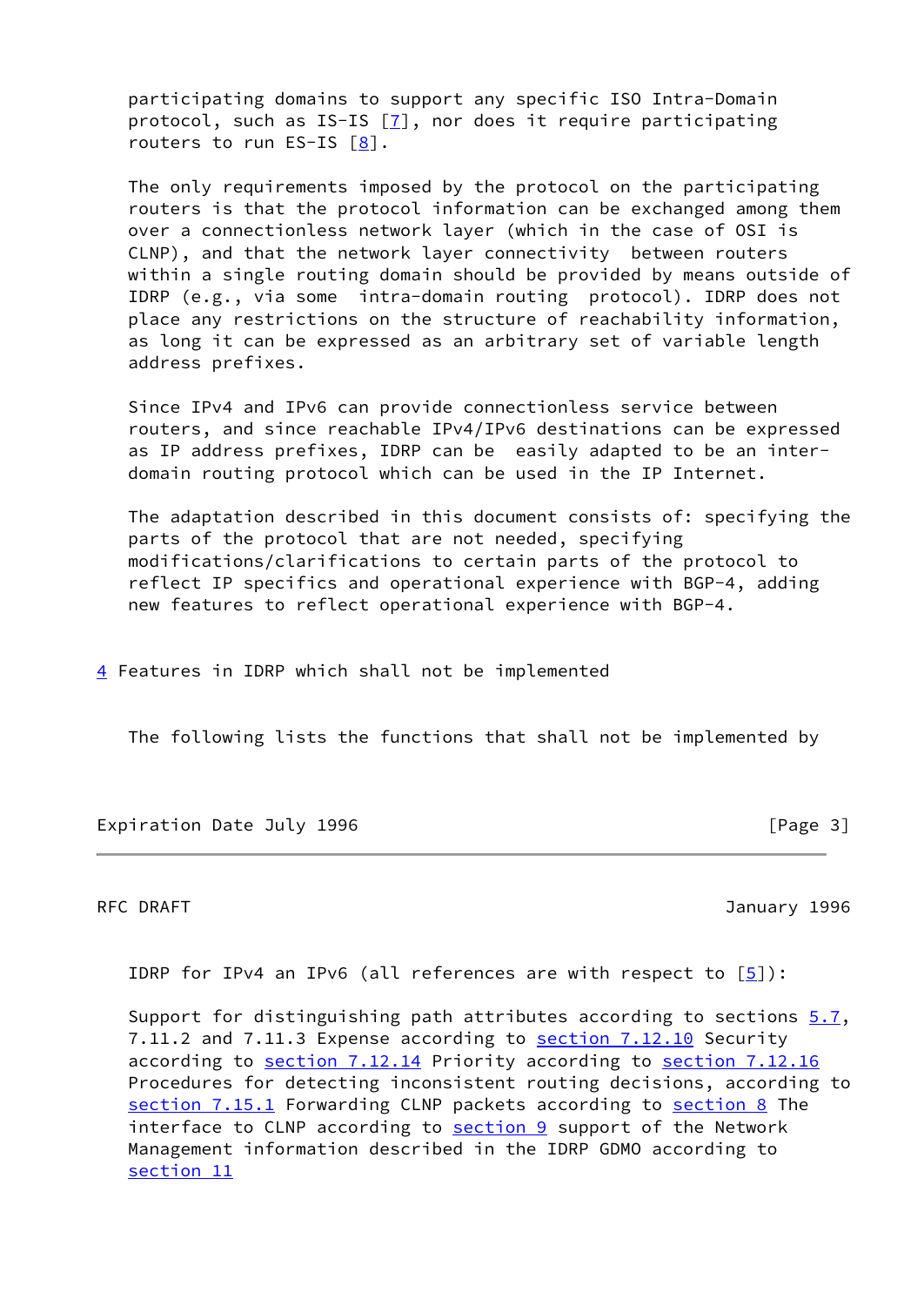participating domains to support any specific ISO Intra-Domain protocol, such as IS-IS [7], nor does it require participating routers to run ES-IS [8].

The only requirements imposed by the protocol on the participating routers is that the protocol information can be exchanged among them over a connectionless network layer (which in the case of OSI is CLNP), and that the network layer connectivity between routers within a single routing domain should be provided by means outside of IDRP (e.g., via some intra-domain routing protocol). IDRP does not place any restrictions on the structure of reachability information, as long it can be expressed as an arbitrary set of variable length address prefixes.

Since IPv4 and IPv6 can provide connectionless service between routers, and since reachable IPv4/IPv6 destinations can be expressed as IP address prefixes, IDRP can be easily adapted to be an inter-domain routing protocol which can be used in the IP Internet.

The adaptation described in this document consists of: specifying the parts of the protocol that are not needed, specifying modifications/clarifications to certain parts of the protocol to reflect IP specifics and operational experience with BGP-4, adding new features to reflect operational experience with BGP-4.

## 4 Features in IDRP which shall not be implemented

The following lists the functions that shall not be implemented by IDRP for IPv4 an IPv6 (all references are with respect to [5]):

Support for distinguishing path attributes according to sections 5.7, 7.11.2 and 7.11.3 Expense according to section 7.12.10 Security according to section 7.12.14 Priority according to section 7.12.16 Procedures for detecting inconsistent routing decisions, according to section 7.15.1 Forwarding CLNP packets according to section 8 The interface to CLNP according to section 9 support of the Network Management information described in the IDRP GDMO according to section 11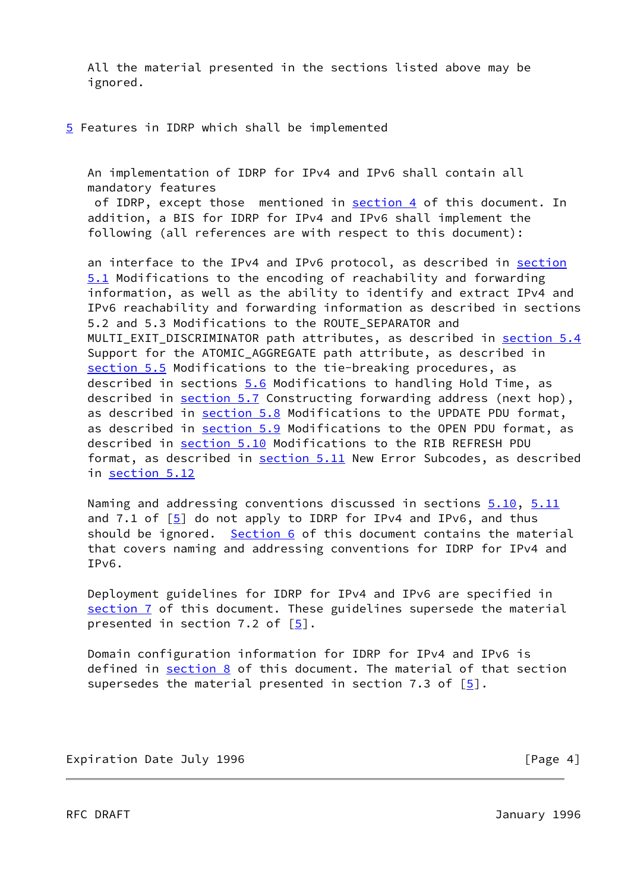All the material presented in the sections listed above may be ignored.

## 5 Features in IDRP which shall be implemented

An implementation of IDRP for IPv4 and IPv6 shall contain all mandatory features of IDRP, except those mentioned in section 4 of this document. In addition, a BIS for IDRP for IPv4 and IPv6 shall implement the following (all references are with respect to this document):

an interface to the IPv4 and IPv6 protocol, as described in section 5.1 Modifications to the encoding of reachability and forwarding information, as well as the ability to identify and extract IPv4 and IPv6 reachability and forwarding information as described in sections 5.2 and 5.3 Modifications to the ROUTE_SEPARATOR and MULTI_EXIT_DISCRIMINATOR path attributes, as described in section 5.4 Support for the ATOMIC_AGGREGATE path attribute, as described in section 5.5 Modifications to the tie-breaking procedures, as described in sections 5.6 Modifications to handling Hold Time, as described in section 5.7 Constructing forwarding address (next hop), as described in section 5.8 Modifications to the UPDATE PDU format, as described in section 5.9 Modifications to the OPEN PDU format, as described in section 5.10 Modifications to the RIB REFRESH PDU format, as described in section 5.11 New Error Subcodes, as described in section 5.12

Naming and addressing conventions discussed in sections 5.10, 5.11 and 7.1 of [5] do not apply to IDRP for IPv4 and IPv6, and thus should be ignored. Section 6 of this document contains the material that covers naming and addressing conventions for IDRP for IPv4 and IPv6.

Deployment guidelines for IDRP for IPv4 and IPv6 are specified in section 7 of this document. These guidelines supersede the material presented in section 7.2 of [5].

Domain configuration information for IDRP for IPv4 and IPv6 is defined in section 8 of this document. The material of that section supersedes the material presented in section 7.3 of [5].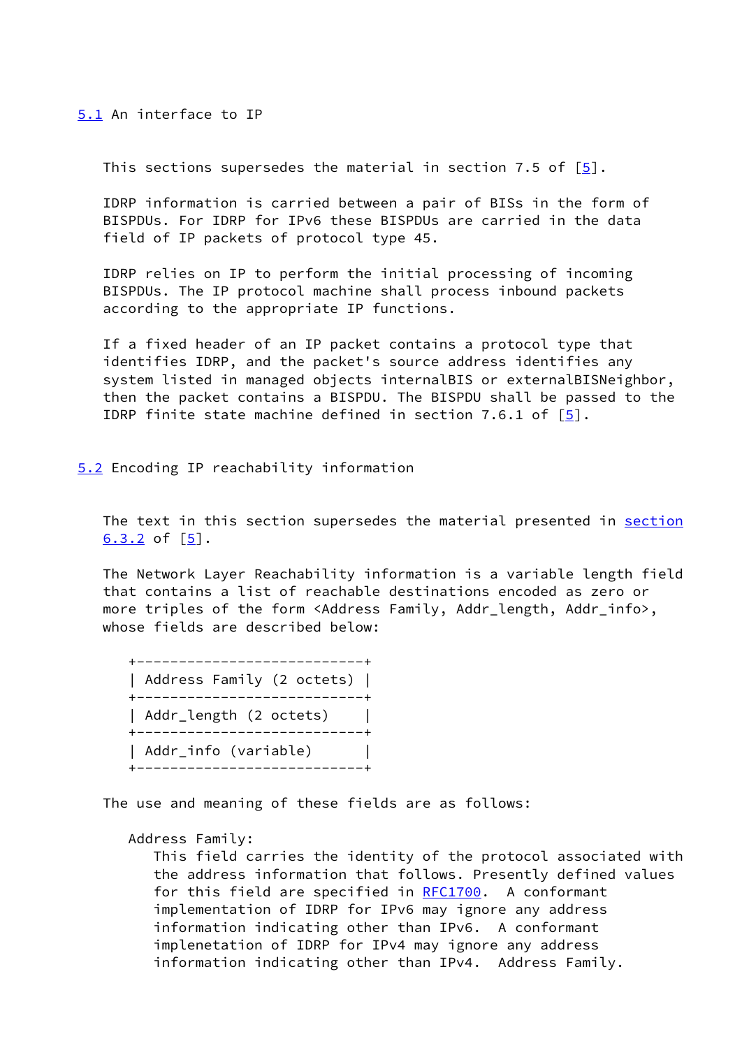## 5.1 An interface to IP

This sections supersedes the material in section 7.5 of [5].

IDRP information is carried between a pair of BISs in the form of BISPDUs. For IDRP for IPv6 these BISPDUs are carried in the data field of IP packets of protocol type 45.

IDRP relies on IP to perform the initial processing of incoming BISPDUs. The IP protocol machine shall process inbound packets according to the appropriate IP functions.

If a fixed header of an IP packet contains a protocol type that identifies IDRP, and the packet's source address identifies any system listed in managed objects internalBIS or externalBISNeighbor, then the packet contains a BISPDU. The BISPDU shall be passed to the IDRP finite state machine defined in section 7.6.1 of [5].

## 5.2 Encoding IP reachability information

The text in this section supersedes the material presented in section 6.3.2 of [5].

The Network Layer Reachability information is a variable length field that contains a list of reachable destinations encoded as zero or more triples of the form <Address Family, Addr_length, Addr_info>, whose fields are described below:

```
+---------------------------+
| Address Family (2 octets) |
+---------------------------+
| Addr_length (2 octets)    |
+---------------------------+
| Addr_info (variable)      |
+---------------------------+
```

The use and meaning of these fields are as follows:

Address Family:
: This field carries the identity of the protocol associated with the address information that follows. Presently defined values for this field are specified in RFC1700. A conformant implementation of IDRP for IPv6 may ignore any address information indicating other than IPv6. A conformant implenetation of IDRP for IPv4 may ignore any address information indicating other than IPv4. Address Family.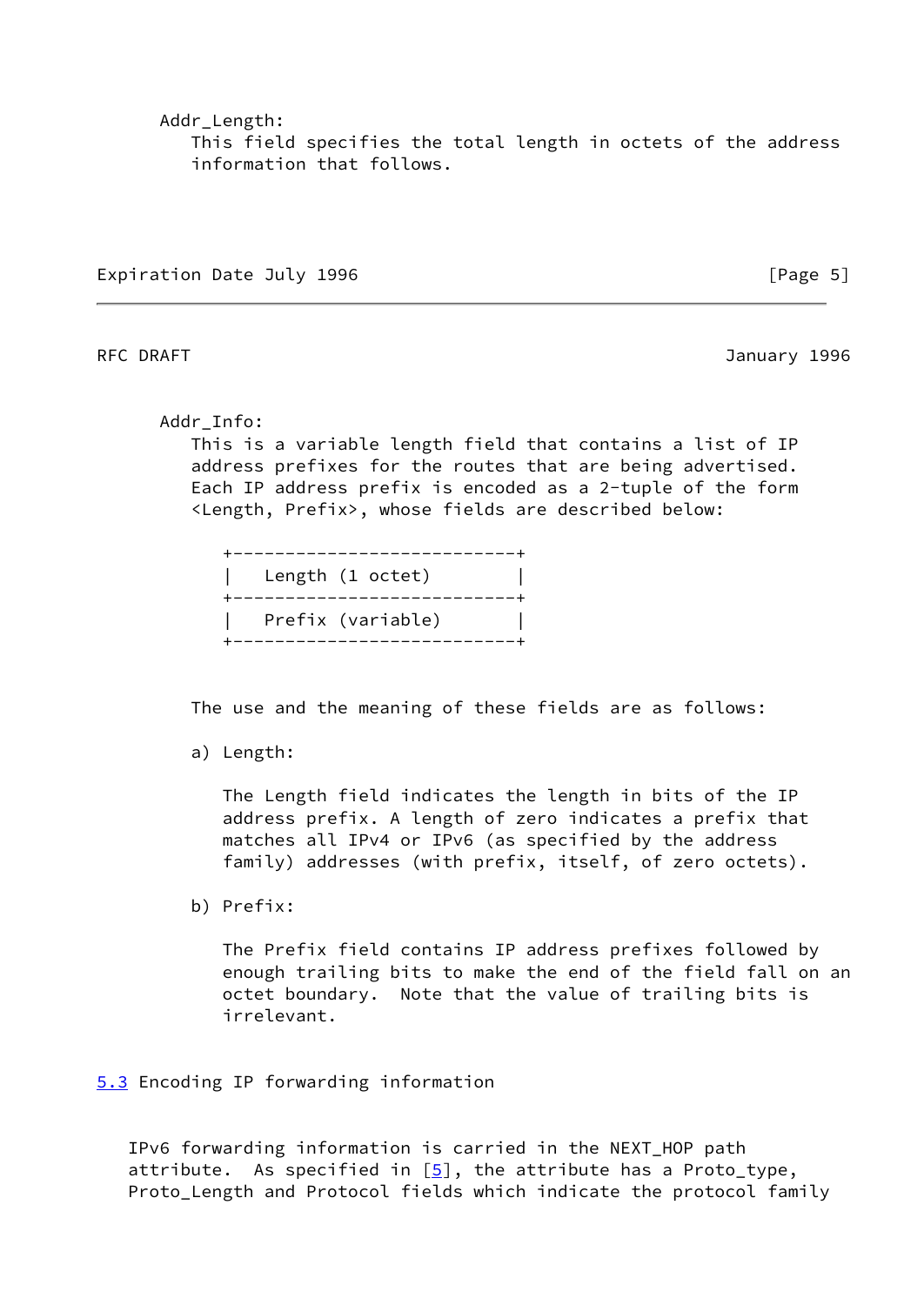Addr_Length:
This field specifies the total length in octets of the address information that follows.

Addr_Info:
This is a variable length field that contains a list of IP address prefixes for the routes that are being advertised. Each IP address prefix is encoded as a 2-tuple of the form <Length, Prefix>, whose fields are described below:

```
+---------------------------+
|   Length (1 octet)        |
+---------------------------+
|   Prefix (variable)       |
+---------------------------+
```

The use and the meaning of these fields are as follows:

a) Length:

The Length field indicates the length in bits of the IP address prefix. A length of zero indicates a prefix that matches all IPv4 or IPv6 (as specified by the address family) addresses (with prefix, itself, of zero octets).

b) Prefix:

The Prefix field contains IP address prefixes followed by enough trailing bits to make the end of the field fall on an octet boundary. Note that the value of trailing bits is irrelevant.

## 5.3 Encoding IP forwarding information

IPv6 forwarding information is carried in the NEXT_HOP path attribute. As specified in [5], the attribute has a Proto_type, Proto_Length and Protocol fields which indicate the protocol family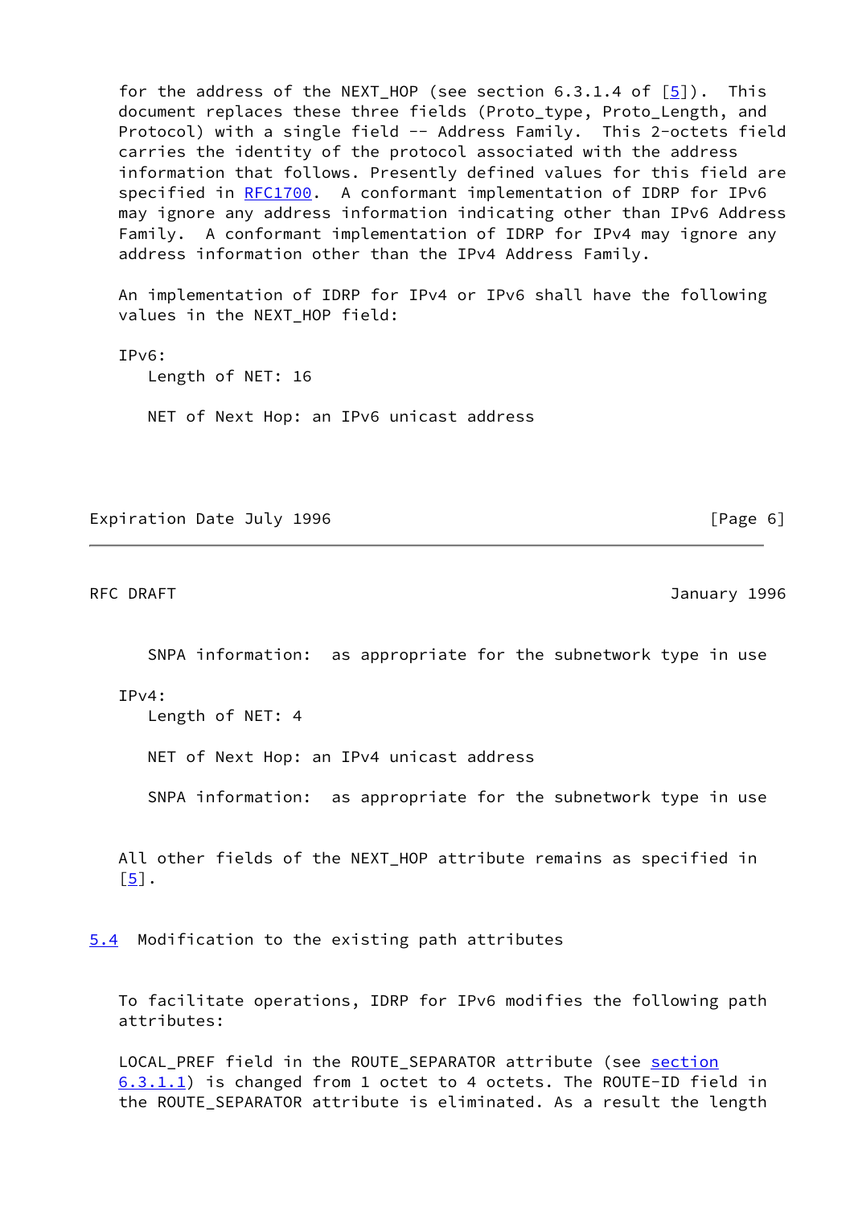for the address of the NEXT_HOP (see section 6.3.1.4 of [5]). This document replaces these three fields (Proto_type, Proto_Length, and Protocol) with a single field -- Address Family. This 2-octets field carries the identity of the protocol associated with the address information that follows. Presently defined values for this field are specified in RFC1700. A conformant implementation of IDRP for IPv6 may ignore any address information indicating other than IPv6 Address Family. A conformant implementation of IDRP for IPv4 may ignore any address information other than the IPv4 Address Family.

An implementation of IDRP for IPv4 or IPv6 shall have the following values in the NEXT_HOP field:

IPv6:

- Length of NET: 16
- NET of Next Hop: an IPv6 unicast address
- SNPA information: as appropriate for the subnetwork type in use

IPv4:

- Length of NET: 4
- NET of Next Hop: an IPv4 unicast address
- SNPA information: as appropriate for the subnetwork type in use

All other fields of the NEXT_HOP attribute remains as specified in [5].

## 5.4 Modification to the existing path attributes

To facilitate operations, IDRP for IPv6 modifies the following path attributes:

LOCAL_PREF field in the ROUTE_SEPARATOR attribute (see section 6.3.1.1) is changed from 1 octet to 4 octets. The ROUTE-ID field in the ROUTE_SEPARATOR attribute is eliminated. As a result the length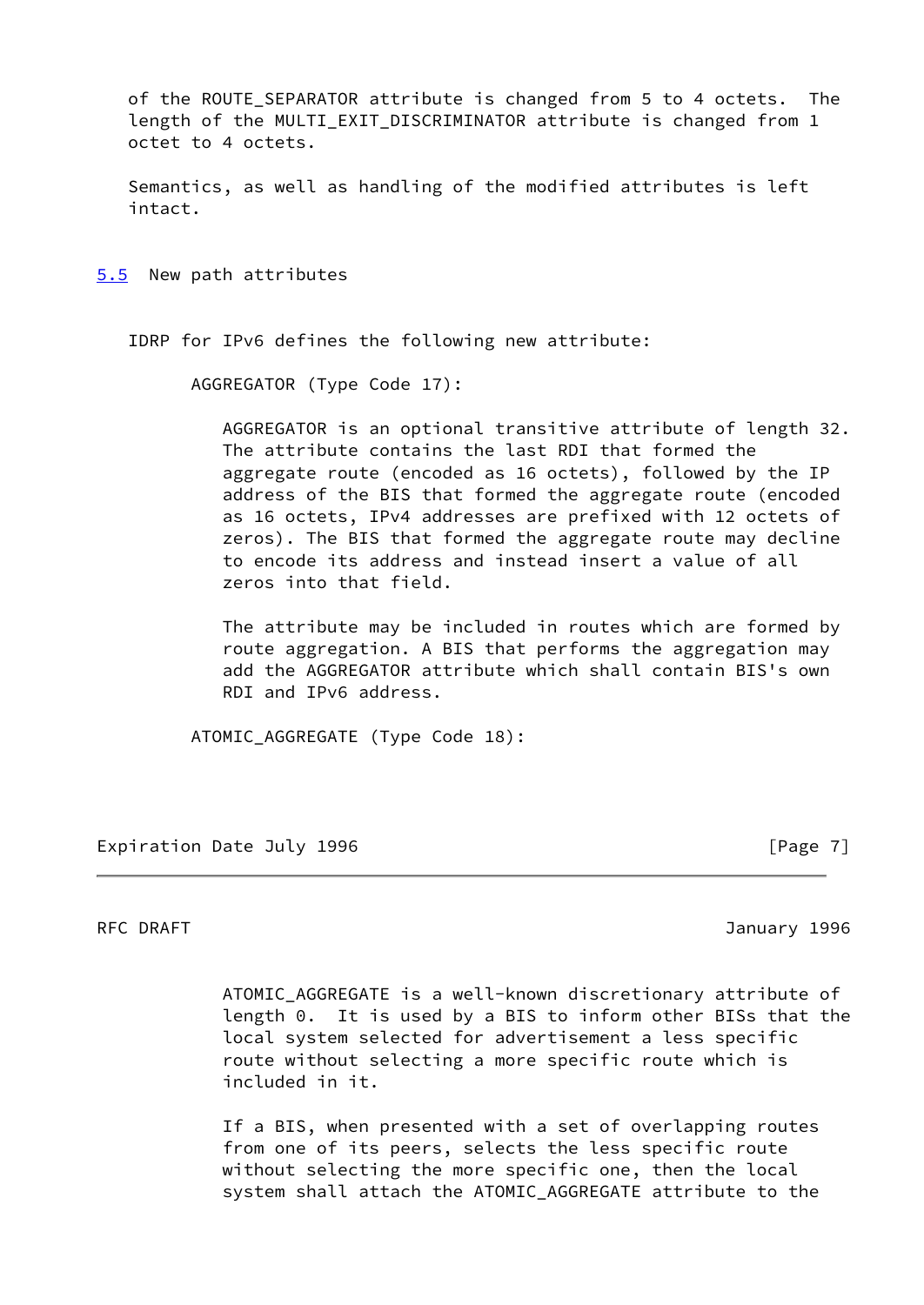of the ROUTE_SEPARATOR attribute is changed from 5 to 4 octets. The length of the MULTI_EXIT_DISCRIMINATOR attribute is changed from 1 octet to 4 octets.

Semantics, as well as handling of the modified attributes is left intact.

## 5.5 New path attributes

IDRP for IPv6 defines the following new attribute:

AGGREGATOR (Type Code 17):

AGGREGATOR is an optional transitive attribute of length 32. The attribute contains the last RDI that formed the aggregate route (encoded as 16 octets), followed by the IP address of the BIS that formed the aggregate route (encoded as 16 octets, IPv4 addresses are prefixed with 12 octets of zeros). The BIS that formed the aggregate route may decline to encode its address and instead insert a value of all zeros into that field.

The attribute may be included in routes which are formed by route aggregation. A BIS that performs the aggregation may add the AGGREGATOR attribute which shall contain BIS's own RDI and IPv6 address.

ATOMIC_AGGREGATE (Type Code 18):

ATOMIC_AGGREGATE is a well-known discretionary attribute of length 0. It is used by a BIS to inform other BISs that the local system selected for advertisement a less specific route without selecting a more specific route which is included in it.

If a BIS, when presented with a set of overlapping routes from one of its peers, selects the less specific route without selecting the more specific one, then the local system shall attach the ATOMIC_AGGREGATE attribute to the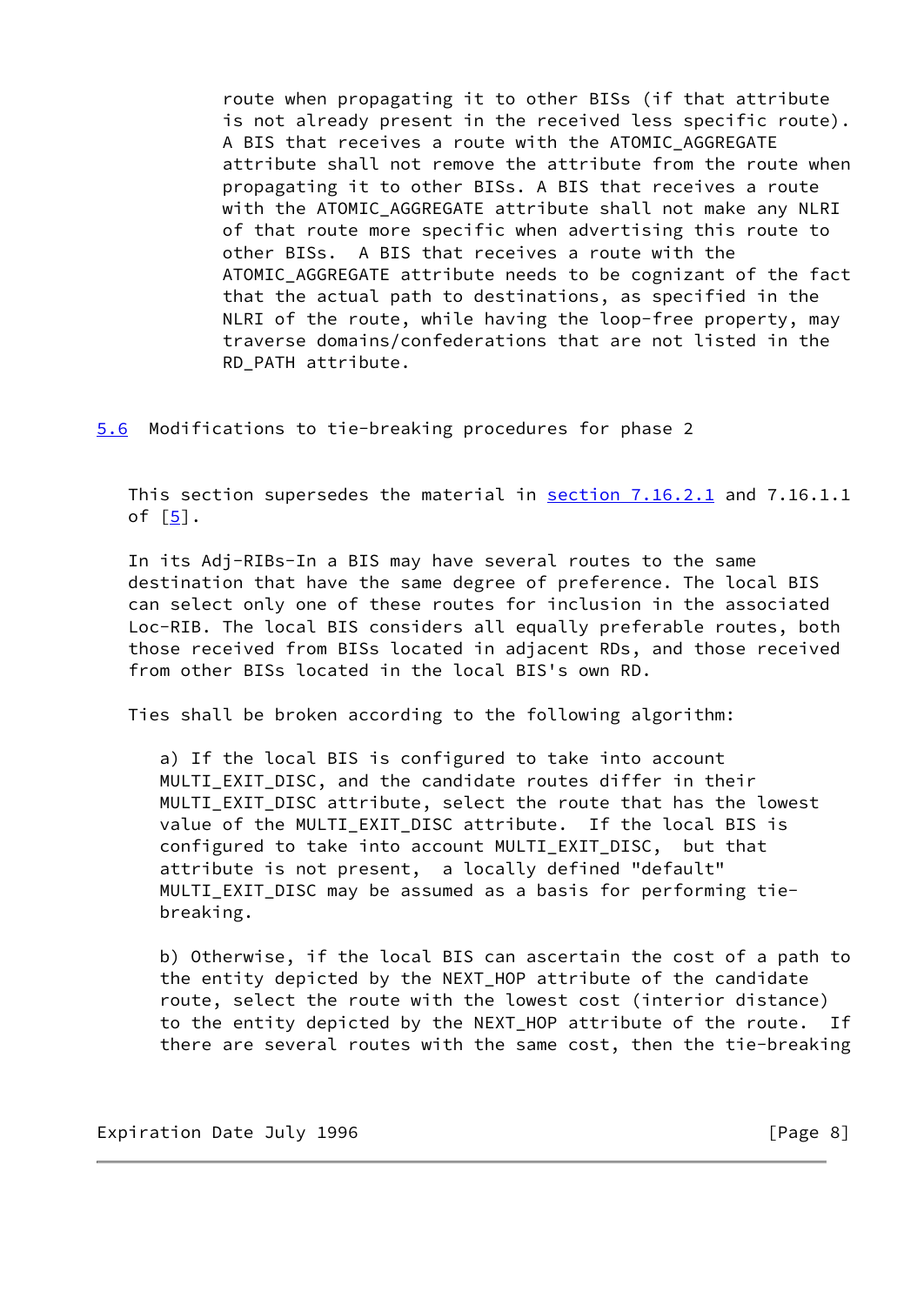route when propagating it to other BISs (if that attribute is not already present in the received less specific route). A BIS that receives a route with the ATOMIC_AGGREGATE attribute shall not remove the attribute from the route when propagating it to other BISs. A BIS that receives a route with the ATOMIC_AGGREGATE attribute shall not make any NLRI of that route more specific when advertising this route to other BISs. A BIS that receives a route with the ATOMIC_AGGREGATE attribute needs to be cognizant of the fact that the actual path to destinations, as specified in the NLRI of the route, while having the loop-free property, may traverse domains/confederations that are not listed in the RD_PATH attribute.

## 5.6 Modifications to tie-breaking procedures for phase 2

This section supersedes the material in section 7.16.2.1 and 7.16.1.1 of [5].

In its Adj-RIBs-In a BIS may have several routes to the same destination that have the same degree of preference. The local BIS can select only one of these routes for inclusion in the associated Loc-RIB. The local BIS considers all equally preferable routes, both those received from BISs located in adjacent RDs, and those received from other BISs located in the local BIS's own RD.

Ties shall be broken according to the following algorithm:

a) If the local BIS is configured to take into account MULTI_EXIT_DISC, and the candidate routes differ in their MULTI_EXIT_DISC attribute, select the route that has the lowest value of the MULTI_EXIT_DISC attribute. If the local BIS is configured to take into account MULTI_EXIT_DISC, but that attribute is not present, a locally defined "default" MULTI_EXIT_DISC may be assumed as a basis for performing tie-breaking.

b) Otherwise, if the local BIS can ascertain the cost of a path to the entity depicted by the NEXT_HOP attribute of the candidate route, select the route with the lowest cost (interior distance) to the entity depicted by the NEXT_HOP attribute of the route. If there are several routes with the same cost, then the tie-breaking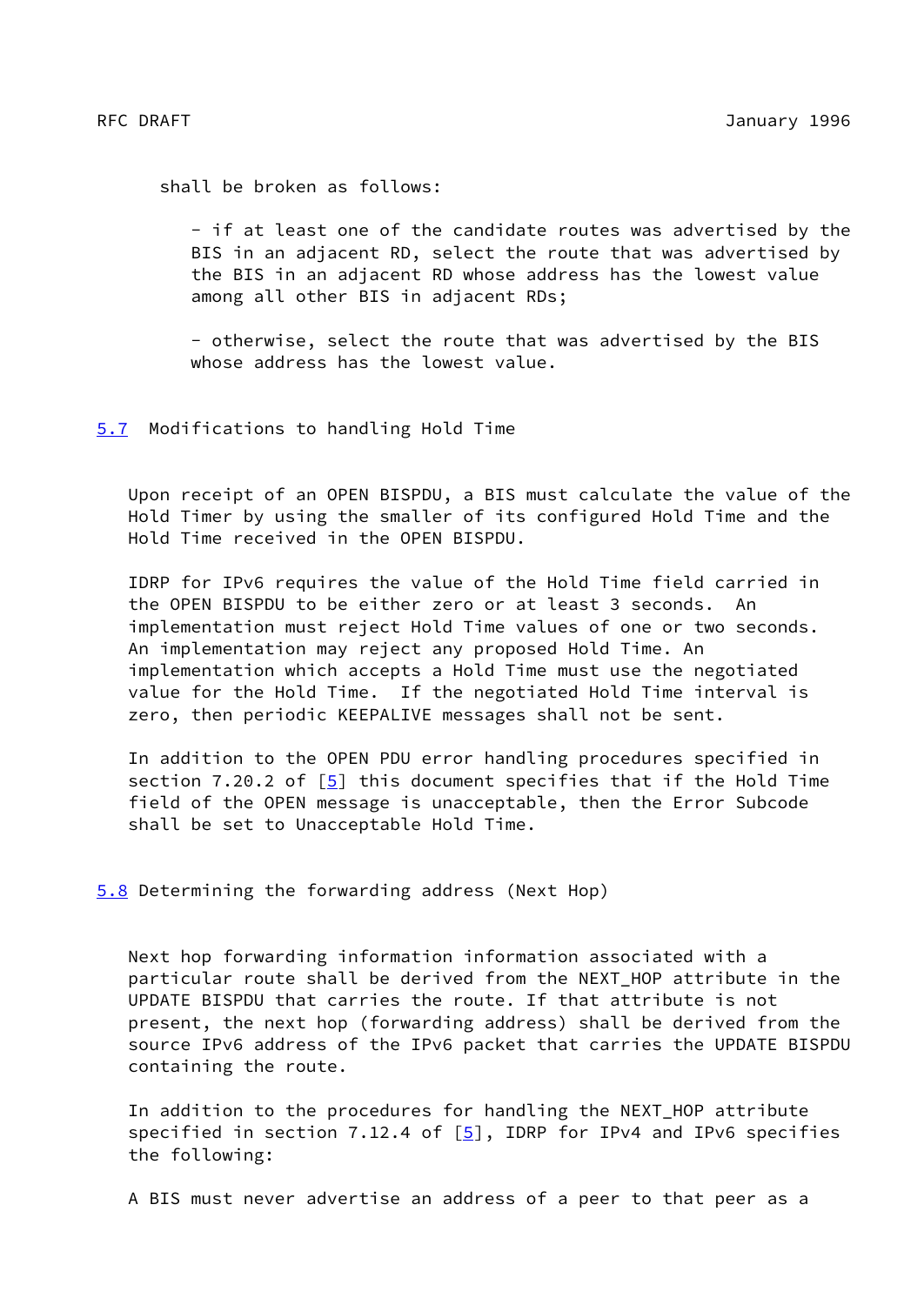shall be broken as follows:

- if at least one of the candidate routes was advertised by the BIS in an adjacent RD, select the route that was advertised by the BIS in an adjacent RD whose address has the lowest value among all other BIS in adjacent RDs;

- otherwise, select the route that was advertised by the BIS whose address has the lowest value.

## 5.7 Modifications to handling Hold Time

Upon receipt of an OPEN BISPDU, a BIS must calculate the value of the Hold Timer by using the smaller of its configured Hold Time and the Hold Time received in the OPEN BISPDU.

IDRP for IPv6 requires the value of the Hold Time field carried in the OPEN BISPDU to be either zero or at least 3 seconds. An implementation must reject Hold Time values of one or two seconds. An implementation may reject any proposed Hold Time. An implementation which accepts a Hold Time must use the negotiated value for the Hold Time. If the negotiated Hold Time interval is zero, then periodic KEEPALIVE messages shall not be sent.

In addition to the OPEN PDU error handling procedures specified in section 7.20.2 of [5] this document specifies that if the Hold Time field of the OPEN message is unacceptable, then the Error Subcode shall be set to Unacceptable Hold Time.

## 5.8 Determining the forwarding address (Next Hop)

Next hop forwarding information information associated with a particular route shall be derived from the NEXT_HOP attribute in the UPDATE BISPDU that carries the route. If that attribute is not present, the next hop (forwarding address) shall be derived from the source IPv6 address of the IPv6 packet that carries the UPDATE BISPDU containing the route.

In addition to the procedures for handling the NEXT_HOP attribute specified in section 7.12.4 of [5], IDRP for IPv4 and IPv6 specifies the following:

A BIS must never advertise an address of a peer to that peer as a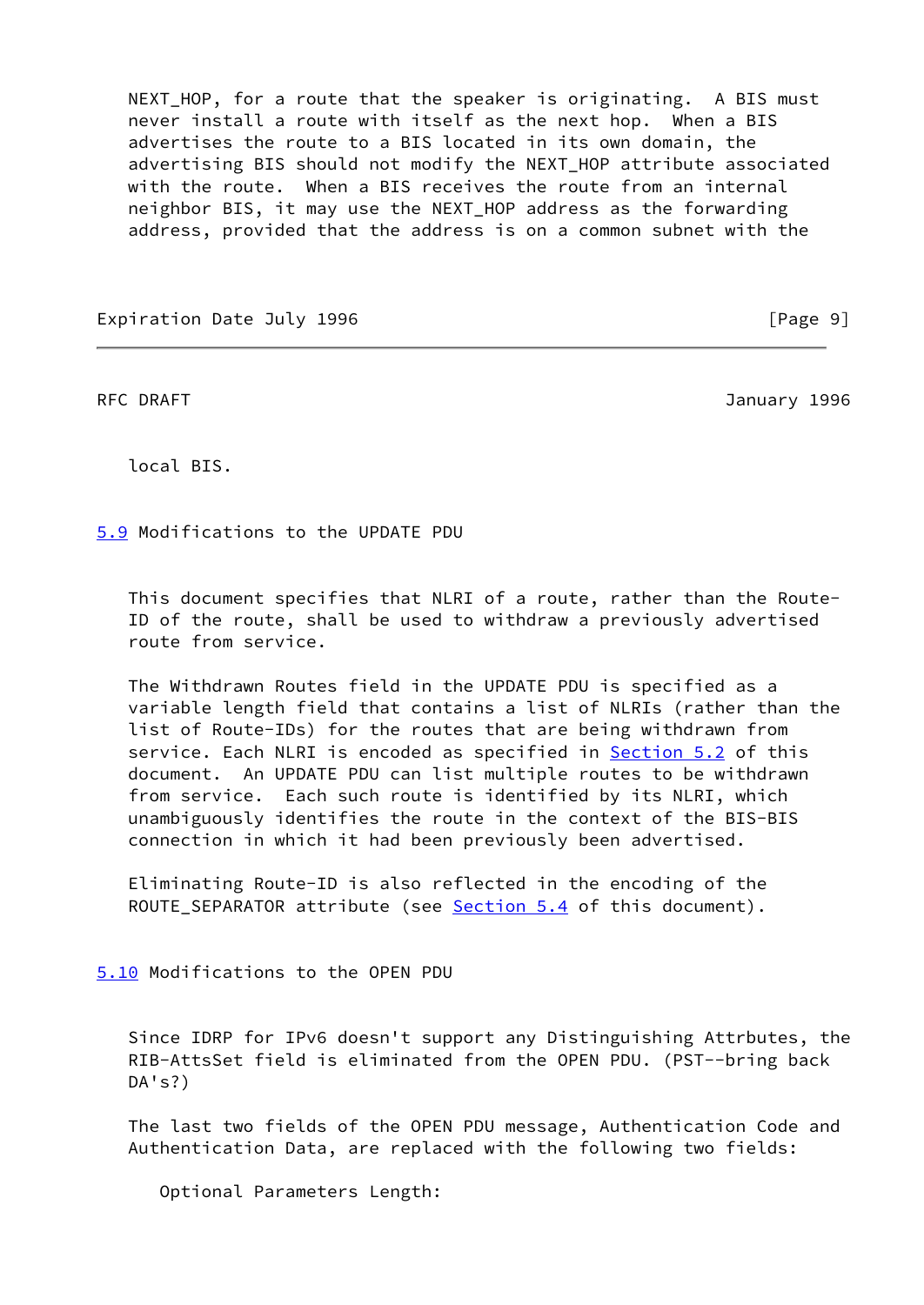NEXT_HOP, for a route that the speaker is originating. A BIS must never install a route with itself as the next hop. When a BIS advertises the route to a BIS located in its own domain, the advertising BIS should not modify the NEXT_HOP attribute associated with the route. When a BIS receives the route from an internal neighbor BIS, it may use the NEXT_HOP address as the forwarding address, provided that the address is on a common subnet with the local BIS.

## 5.9 Modifications to the UPDATE PDU

This document specifies that NLRI of a route, rather than the Route-ID of the route, shall be used to withdraw a previously advertised route from service.

The Withdrawn Routes field in the UPDATE PDU is specified as a variable length field that contains a list of NLRIs (rather than the list of Route-IDs) for the routes that are being withdrawn from service. Each NLRI is encoded as specified in Section 5.2 of this document. An UPDATE PDU can list multiple routes to be withdrawn from service. Each such route is identified by its NLRI, which unambiguously identifies the route in the context of the BIS-BIS connection in which it had been previously been advertised.

Eliminating Route-ID is also reflected in the encoding of the ROUTE_SEPARATOR attribute (see Section 5.4 of this document).

## 5.10 Modifications to the OPEN PDU

Since IDRP for IPv6 doesn't support any Distinguishing Attrbutes, the RIB-AttsSet field is eliminated from the OPEN PDU. (PST--bring back DA's?)

The last two fields of the OPEN PDU message, Authentication Code and Authentication Data, are replaced with the following two fields:

Optional Parameters Length: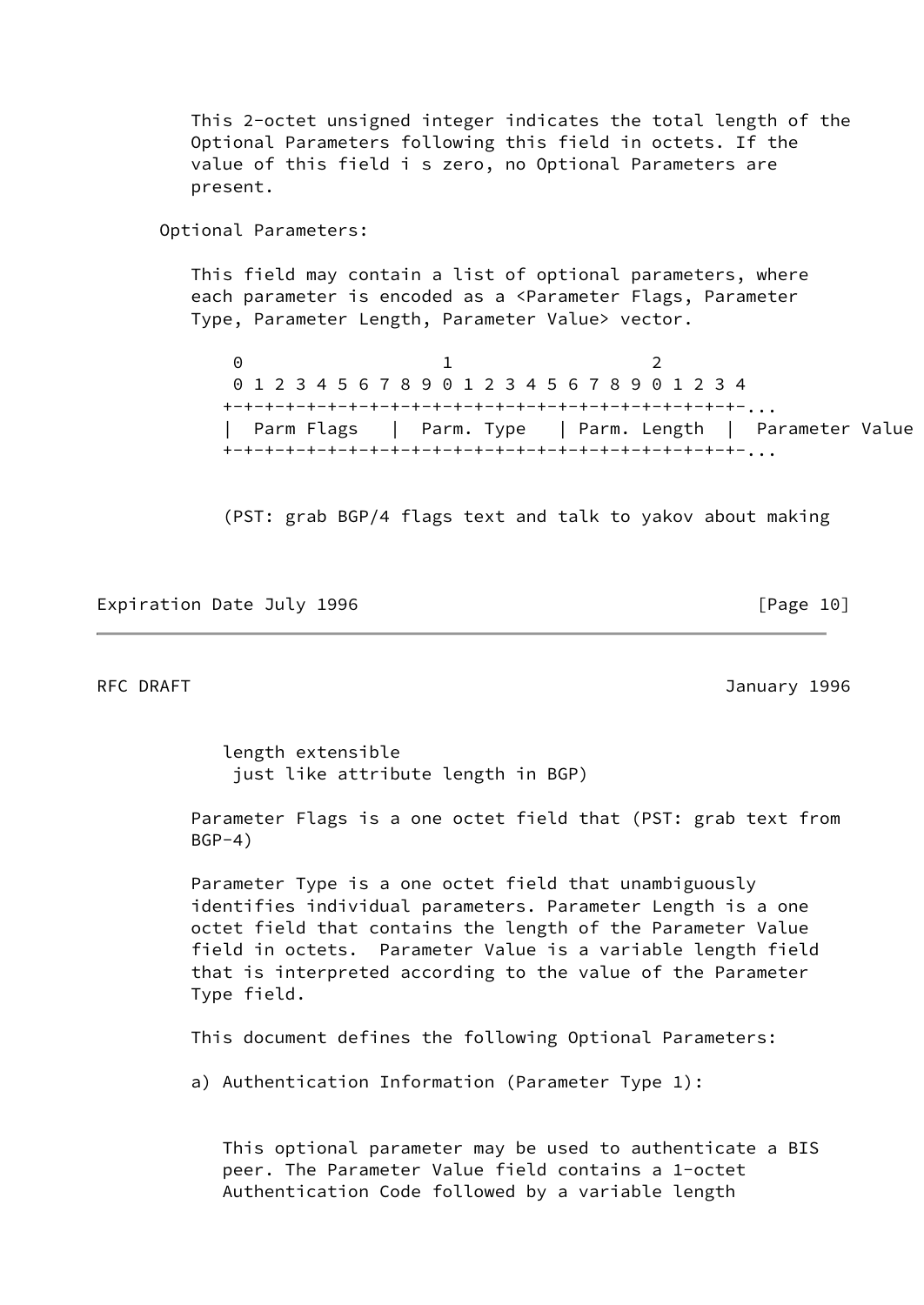This 2-octet unsigned integer indicates the total length of the Optional Parameters following this field in octets. If the value of this field i s zero, no Optional Parameters are present.

Optional Parameters:

This field may contain a list of optional parameters, where each parameter is encoded as a <Parameter Flags, Parameter Type, Parameter Length, Parameter Value> vector.

```
 0                   1                   2
 0 1 2 3 4 5 6 7 8 9 0 1 2 3 4 5 6 7 8 9 0 1 2 3 4
+-+-+-+-+-+-+-+-+-+-+-+-+-+-+-+-+-+-+-+-+-+-+-+-+-...
|  Parm Flags   |  Parm. Type   | Parm. Length  |  Parameter Value
+-+-+-+-+-+-+-+-+-+-+-+-+-+-+-+-+-+-+-+-+-+-+-+-+-...
```

(PST: grab BGP/4 flags text and talk to yakov about making length extensible just like attribute length in BGP)

Parameter Flags is a one octet field that (PST: grab text from BGP-4)

Parameter Type is a one octet field that unambiguously identifies individual parameters. Parameter Length is a one octet field that contains the length of the Parameter Value field in octets. Parameter Value is a variable length field that is interpreted according to the value of the Parameter Type field.

This document defines the following Optional Parameters:

a) Authentication Information (Parameter Type 1):

This optional parameter may be used to authenticate a BIS peer. The Parameter Value field contains a 1-octet Authentication Code followed by a variable length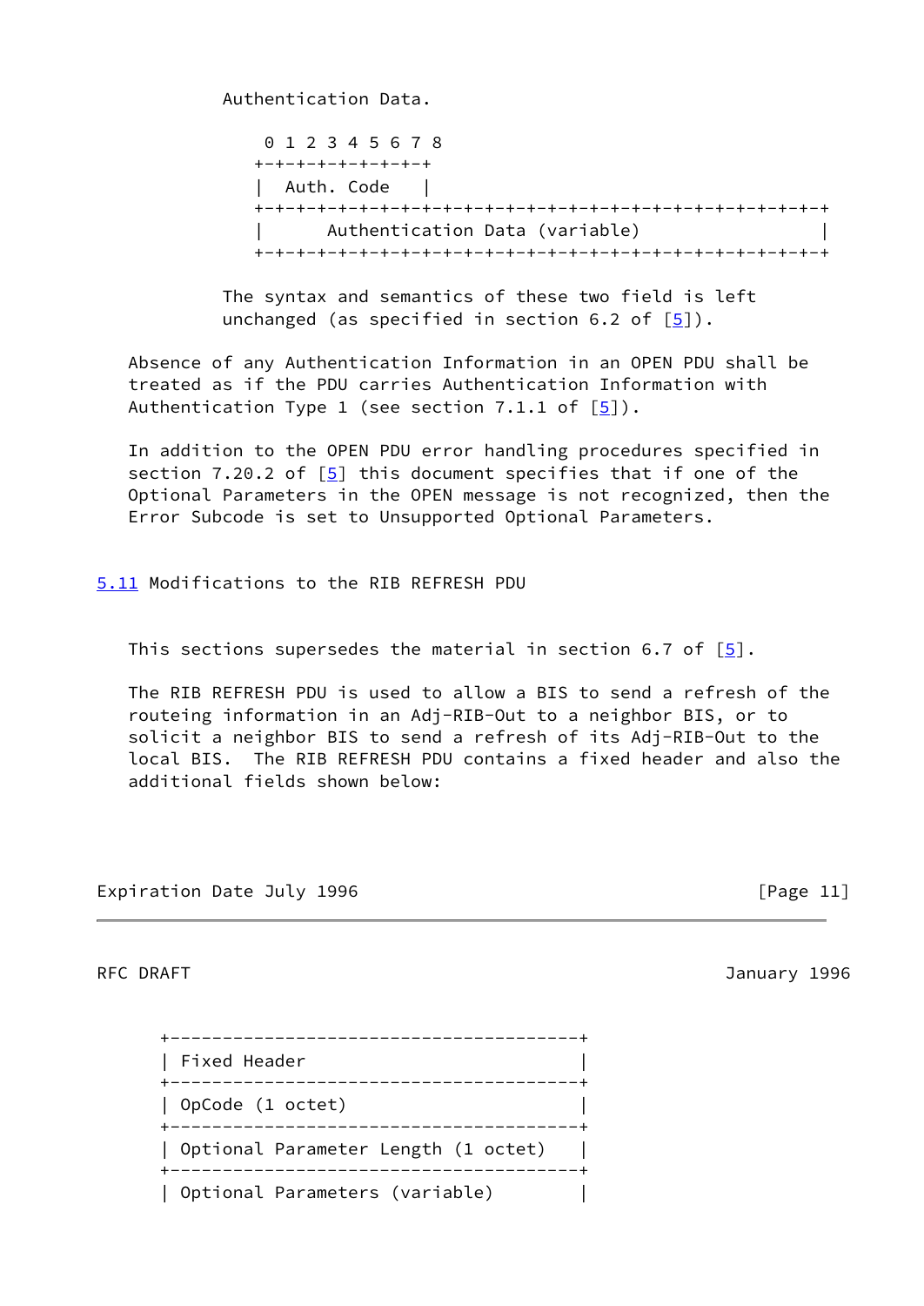Authentication Data.

```
 0 1 2 3 4 5 6 7 8
+-+-+-+-+-+-+-+-+
|  Auth. Code   |
+-+-+-+-+-+-+-+-+-+-+-+-+-+-+-+-+-+-+-+-+-+-+-+-+-+-+-+
|      Authentication Data (variable)               |
+-+-+-+-+-+-+-+-+-+-+-+-+-+-+-+-+-+-+-+-+-+-+-+-+-+-+-+
```

The syntax and semantics of these two field is left unchanged (as specified in section 6.2 of [5]).

Absence of any Authentication Information in an OPEN PDU shall be treated as if the PDU carries Authentication Information with Authentication Type 1 (see section 7.1.1 of [5]).

In addition to the OPEN PDU error handling procedures specified in section 7.20.2 of [5] this document specifies that if one of the Optional Parameters in the OPEN message is not recognized, then the Error Subcode is set to Unsupported Optional Parameters.

## 5.11 Modifications to the RIB REFRESH PDU

This sections supersedes the material in section 6.7 of [5].

The RIB REFRESH PDU is used to allow a BIS to send a refresh of the routeing information in an Adj-RIB-Out to a neighbor BIS, or to solicit a neighbor BIS to send a refresh of its Adj-RIB-Out to the local BIS. The RIB REFRESH PDU contains a fixed header and also the additional fields shown below:

```
+---------------------------------------+
| Fixed Header                          |
+---------------------------------------+
| OpCode (1 octet)                      |
+---------------------------------------+
| Optional Parameter Length (1 octet)   |
+---------------------------------------+
| Optional Parameters (variable)        |
```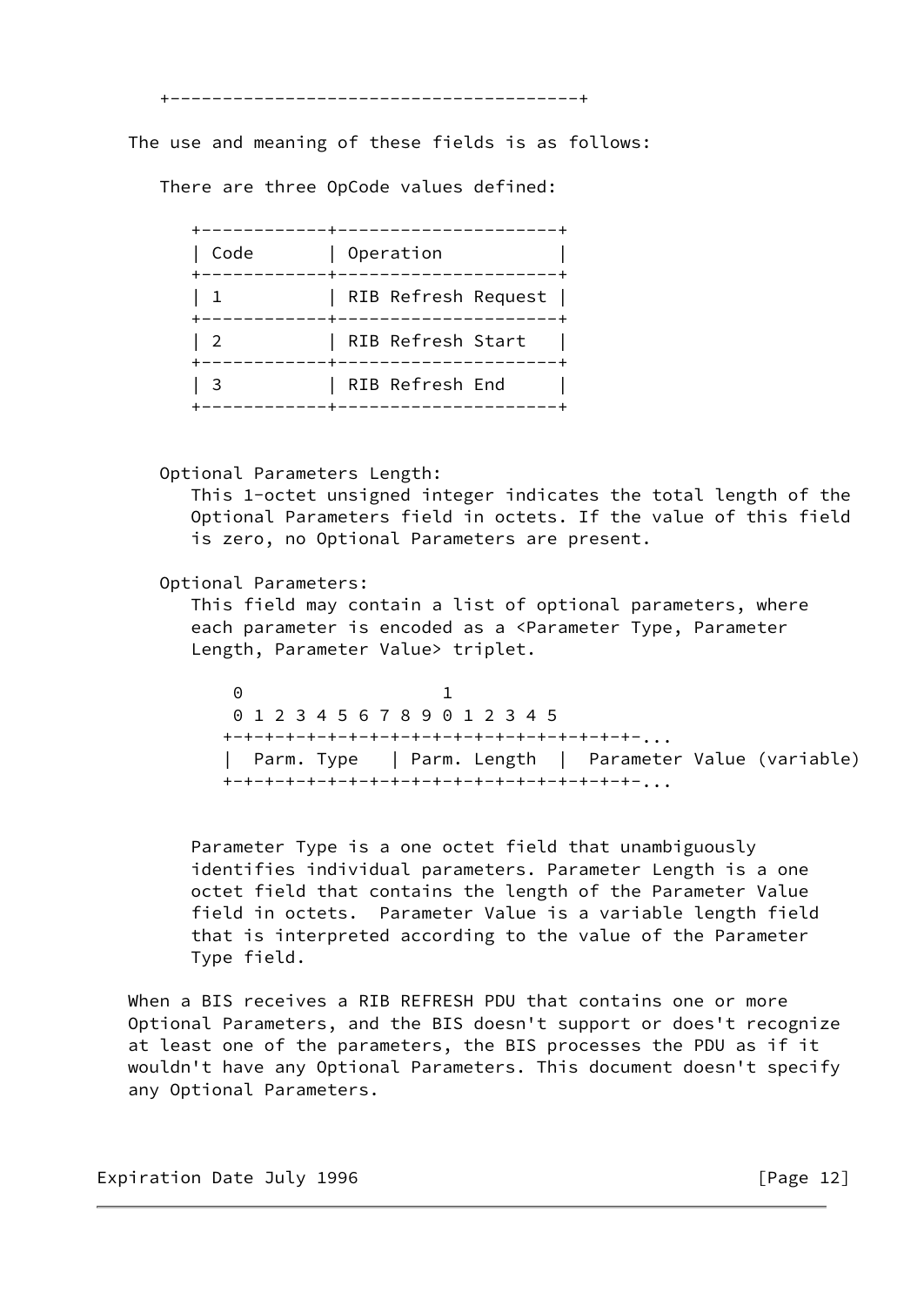The use and meaning of these fields is as follows:

There are three OpCode values defined:

| Code | Operation |
| --- | --- |
| 1 | RIB Refresh Request |
| 2 | RIB Refresh Start |
| 3 | RIB Refresh End |

Optional Parameters Length:
This 1-octet unsigned integer indicates the total length of the Optional Parameters field in octets. If the value of this field is zero, no Optional Parameters are present.

Optional Parameters:
This field may contain a list of optional parameters, where each parameter is encoded as a <Parameter Type, Parameter Length, Parameter Value> triplet.

```
 0                   1
 0 1 2 3 4 5 6 7 8 9 0 1 2 3 4 5
+-+-+-+-+-+-+-+-+-+-+-+-+-+-+-+-+-+-+-+-+-+-...
|  Parm. Type   | Parm. Length  |  Parameter Value (variable)
+-+-+-+-+-+-+-+-+-+-+-+-+-+-+-+-+-+-+-+-+-+-...
```

Parameter Type is a one octet field that unambiguously identifies individual parameters. Parameter Length is a one octet field that contains the length of the Parameter Value field in octets. Parameter Value is a variable length field that is interpreted according to the value of the Parameter Type field.

When a BIS receives a RIB REFRESH PDU that contains one or more Optional Parameters, and the BIS doesn't support or does't recognize at least one of the parameters, the BIS processes the PDU as if it wouldn't have any Optional Parameters. This document doesn't specify any Optional Parameters.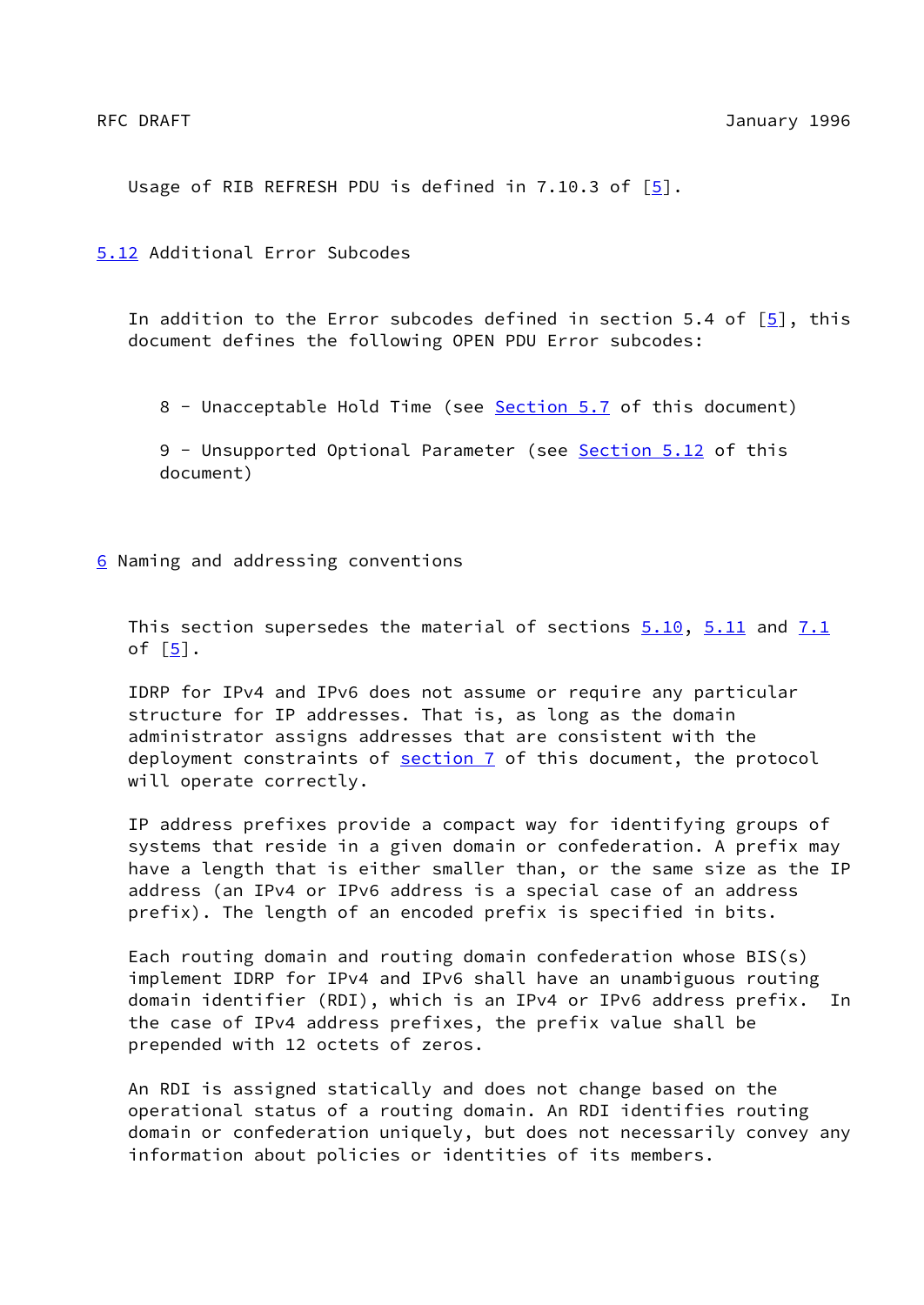Usage of RIB REFRESH PDU is defined in 7.10.3 of [5].

## 5.12 Additional Error Subcodes

In addition to the Error subcodes defined in section 5.4 of [5], this document defines the following OPEN PDU Error subcodes:

8 - Unacceptable Hold Time (see Section 5.7 of this document)

9 - Unsupported Optional Parameter (see Section 5.12 of this document)

# 6 Naming and addressing conventions

This section supersedes the material of sections 5.10, 5.11 and 7.1 of [5].

IDRP for IPv4 and IPv6 does not assume or require any particular structure for IP addresses. That is, as long as the domain administrator assigns addresses that are consistent with the deployment constraints of section 7 of this document, the protocol will operate correctly.

IP address prefixes provide a compact way for identifying groups of systems that reside in a given domain or confederation. A prefix may have a length that is either smaller than, or the same size as the IP address (an IPv4 or IPv6 address is a special case of an address prefix). The length of an encoded prefix is specified in bits.

Each routing domain and routing domain confederation whose BIS(s) implement IDRP for IPv4 and IPv6 shall have an unambiguous routing domain identifier (RDI), which is an IPv4 or IPv6 address prefix. In the case of IPv4 address prefixes, the prefix value shall be prepended with 12 octets of zeros.

An RDI is assigned statically and does not change based on the operational status of a routing domain. An RDI identifies routing domain or confederation uniquely, but does not necessarily convey any information about policies or identities of its members.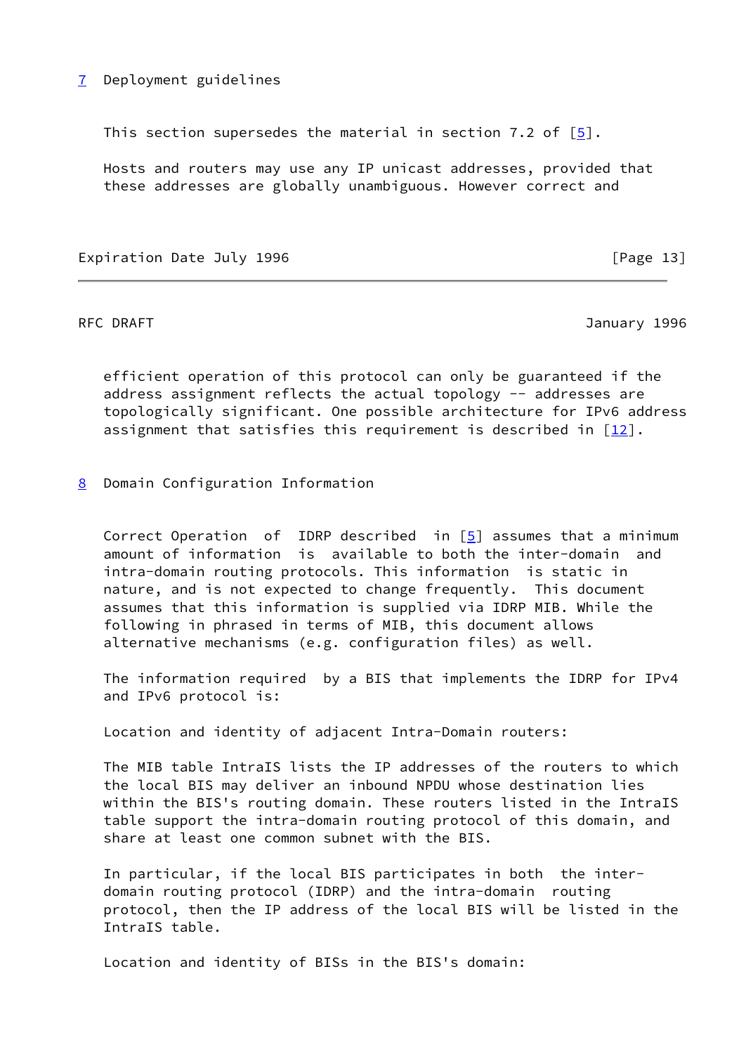## 7 Deployment guidelines

This section supersedes the material in section 7.2 of [5].

Hosts and routers may use any IP unicast addresses, provided that these addresses are globally unambiguous. However correct and efficient operation of this protocol can only be guaranteed if the address assignment reflects the actual topology -- addresses are topologically significant. One possible architecture for IPv6 address assignment that satisfies this requirement is described in [12].

## 8 Domain Configuration Information

Correct Operation of IDRP described in [5] assumes that a minimum amount of information is available to both the inter-domain and intra-domain routing protocols. This information is static in nature, and is not expected to change frequently. This document assumes that this information is supplied via IDRP MIB. While the following in phrased in terms of MIB, this document allows alternative mechanisms (e.g. configuration files) as well.

The information required by a BIS that implements the IDRP for IPv4 and IPv6 protocol is:

Location and identity of adjacent Intra-Domain routers:

The MIB table IntraIS lists the IP addresses of the routers to which the local BIS may deliver an inbound NPDU whose destination lies within the BIS's routing domain. These routers listed in the IntraIS table support the intra-domain routing protocol of this domain, and share at least one common subnet with the BIS.

In particular, if the local BIS participates in both the inter-domain routing protocol (IDRP) and the intra-domain routing protocol, then the IP address of the local BIS will be listed in the IntraIS table.

Location and identity of BISs in the BIS's domain: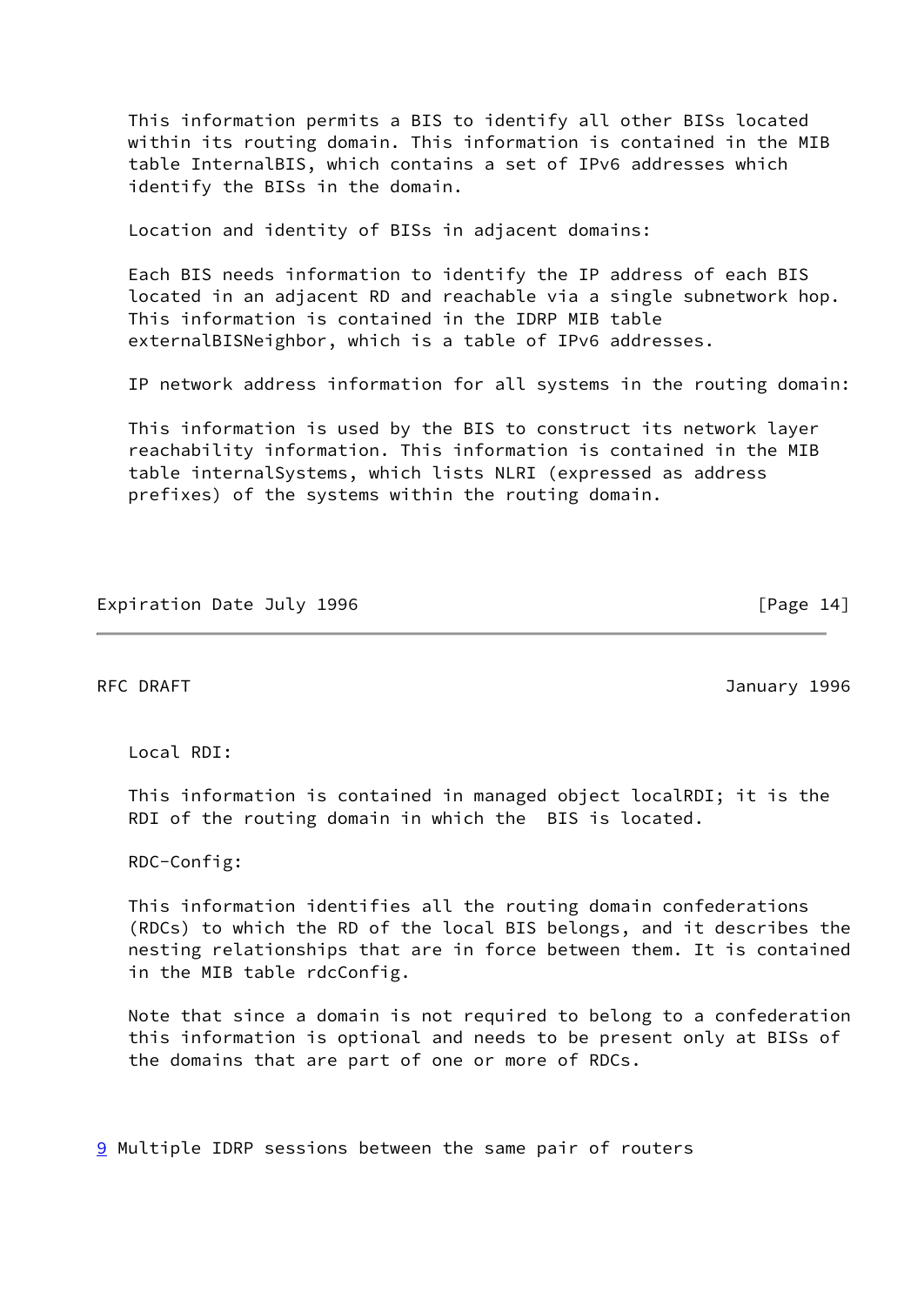This information permits a BIS to identify all other BISs located within its routing domain. This information is contained in the MIB table InternalBIS, which contains a set of IPv6 addresses which identify the BISs in the domain.

Location and identity of BISs in adjacent domains:

Each BIS needs information to identify the IP address of each BIS located in an adjacent RD and reachable via a single subnetwork hop. This information is contained in the IDRP MIB table externalBISNeighbor, which is a table of IPv6 addresses.

IP network address information for all systems in the routing domain:

This information is used by the BIS to construct its network layer reachability information. This information is contained in the MIB table internalSystems, which lists NLRI (expressed as address prefixes) of the systems within the routing domain.

Local RDI:

This information is contained in managed object localRDI; it is the RDI of the routing domain in which the BIS is located.

RDC-Config:

This information identifies all the routing domain confederations (RDCs) to which the RD of the local BIS belongs, and it describes the nesting relationships that are in force between them. It is contained in the MIB table rdcConfig.

Note that since a domain is not required to belong to a confederation this information is optional and needs to be present only at BISs of the domains that are part of one or more of RDCs.

## 9 Multiple IDRP sessions between the same pair of routers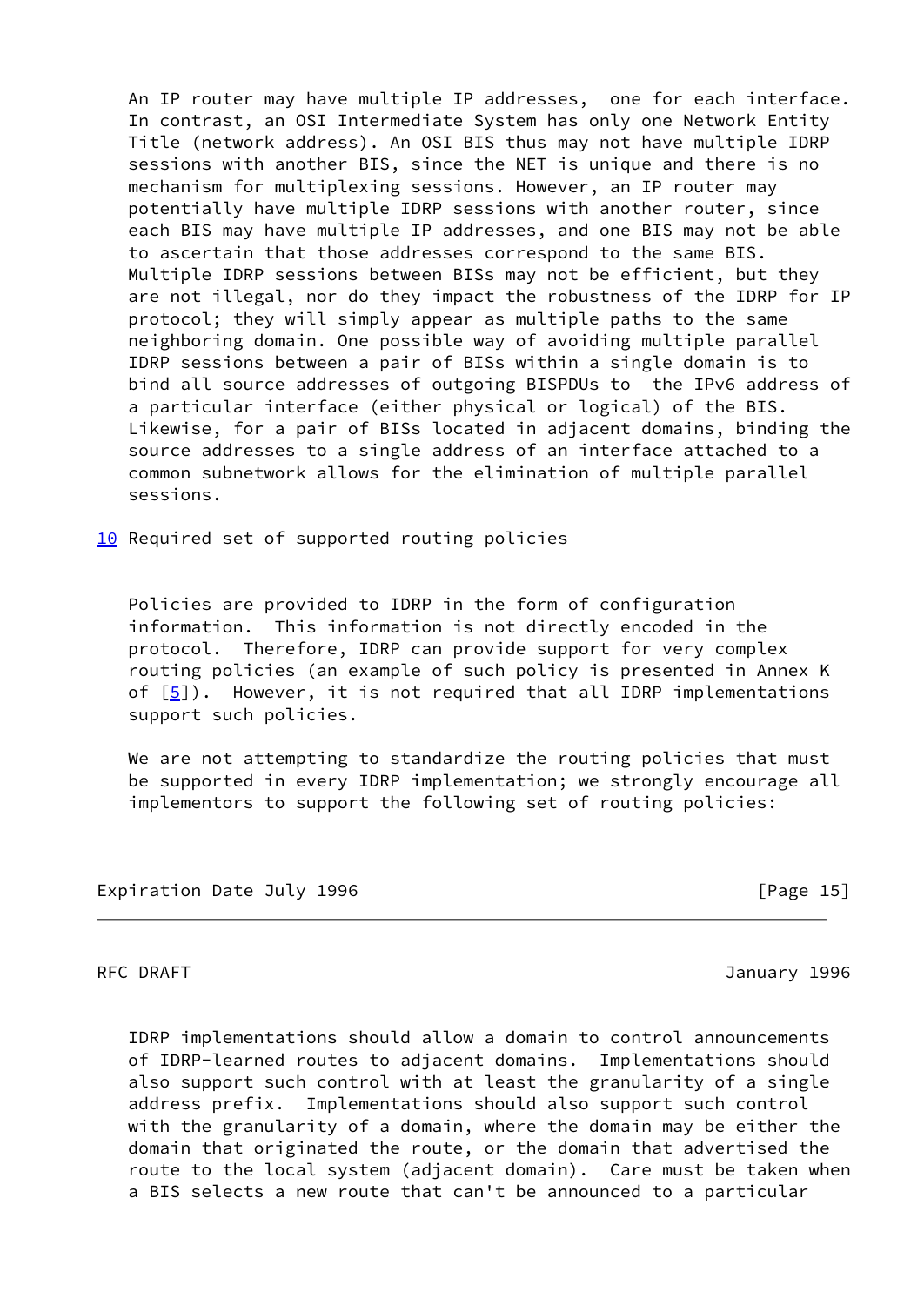An IP router may have multiple IP addresses, one for each interface. In contrast, an OSI Intermediate System has only one Network Entity Title (network address). An OSI BIS thus may not have multiple IDRP sessions with another BIS, since the NET is unique and there is no mechanism for multiplexing sessions. However, an IP router may potentially have multiple IDRP sessions with another router, since each BIS may have multiple IP addresses, and one BIS may not be able to ascertain that those addresses correspond to the same BIS. Multiple IDRP sessions between BISs may not be efficient, but they are not illegal, nor do they impact the robustness of the IDRP for IP protocol; they will simply appear as multiple paths to the same neighboring domain. One possible way of avoiding multiple parallel IDRP sessions between a pair of BISs within a single domain is to bind all source addresses of outgoing BISPDUs to the IPv6 address of a particular interface (either physical or logical) of the BIS. Likewise, for a pair of BISs located in adjacent domains, binding the source addresses to a single address of an interface attached to a common subnetwork allows for the elimination of multiple parallel sessions.

## 10 Required set of supported routing policies

Policies are provided to IDRP in the form of configuration information. This information is not directly encoded in the protocol. Therefore, IDRP can provide support for very complex routing policies (an example of such policy is presented in Annex K of [5]). However, it is not required that all IDRP implementations support such policies.

We are not attempting to standardize the routing policies that must be supported in every IDRP implementation; we strongly encourage all implementors to support the following set of routing policies:

IDRP implementations should allow a domain to control announcements of IDRP-learned routes to adjacent domains. Implementations should also support such control with at least the granularity of a single address prefix. Implementations should also support such control with the granularity of a domain, where the domain may be either the domain that originated the route, or the domain that advertised the route to the local system (adjacent domain). Care must be taken when a BIS selects a new route that can't be announced to a particular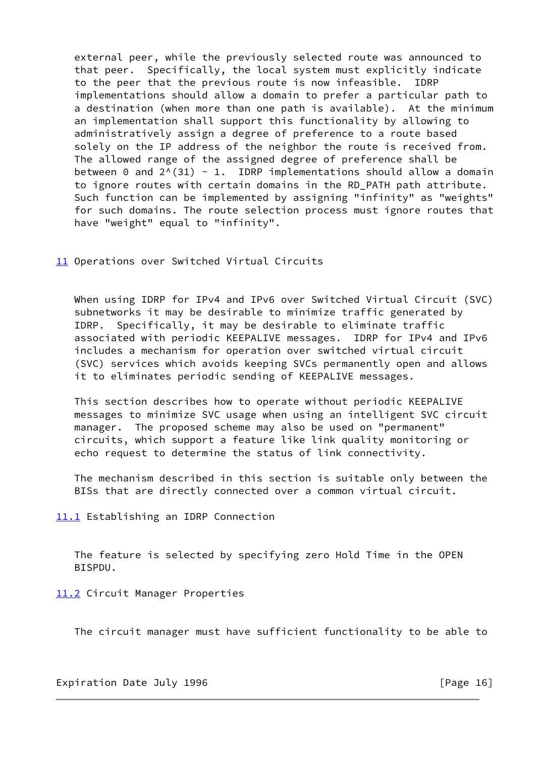external peer, while the previously selected route was announced to that peer. Specifically, the local system must explicitly indicate to the peer that the previous route is now infeasible. IDRP implementations should allow a domain to prefer a particular path to a destination (when more than one path is available). At the minimum an implementation shall support this functionality by allowing to administratively assign a degree of preference to a route based solely on the IP address of the neighbor the route is received from. The allowed range of the assigned degree of preference shall be between 0 and $2^{(31)} - 1$. IDRP implementations should allow a domain to ignore routes with certain domains in the RD_PATH path attribute. Such function can be implemented by assigning "infinity" as "weights" for such domains. The route selection process must ignore routes that have "weight" equal to "infinity".

## 11 Operations over Switched Virtual Circuits

When using IDRP for IPv4 and IPv6 over Switched Virtual Circuit (SVC) subnetworks it may be desirable to minimize traffic generated by IDRP. Specifically, it may be desirable to eliminate traffic associated with periodic KEEPALIVE messages. IDRP for IPv4 and IPv6 includes a mechanism for operation over switched virtual circuit (SVC) services which avoids keeping SVCs permanently open and allows it to eliminates periodic sending of KEEPALIVE messages.

This section describes how to operate without periodic KEEPALIVE messages to minimize SVC usage when using an intelligent SVC circuit manager. The proposed scheme may also be used on "permanent" circuits, which support a feature like link quality monitoring or echo request to determine the status of link connectivity.

The mechanism described in this section is suitable only between the BISs that are directly connected over a common virtual circuit.

### 11.1 Establishing an IDRP Connection

The feature is selected by specifying zero Hold Time in the OPEN BISPDU.

### 11.2 Circuit Manager Properties

The circuit manager must have sufficient functionality to be able to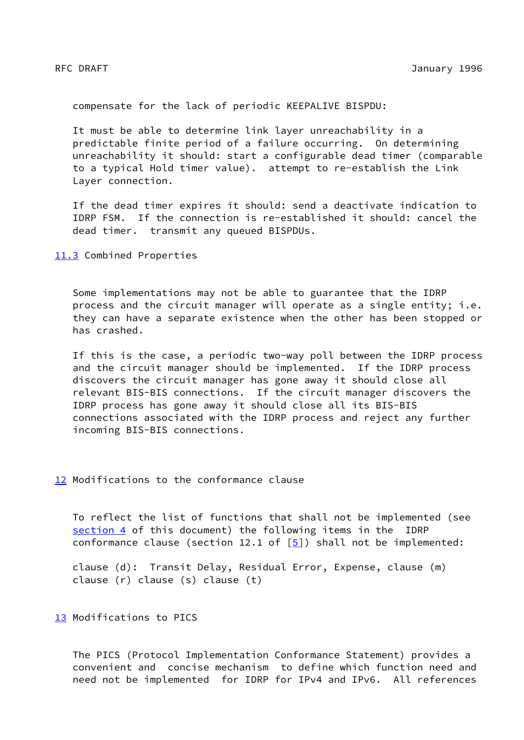compensate for the lack of periodic KEEPALIVE BISPDU:

It must be able to determine link layer unreachability in a predictable finite period of a failure occurring. On determining unreachability it should: start a configurable dead timer (comparable to a typical Hold timer value). attempt to re-establish the Link Layer connection.

If the dead timer expires it should: send a deactivate indication to IDRP FSM. If the connection is re-established it should: cancel the dead timer. transmit any queued BISPDUs.

### 11.3 Combined Properties

Some implementations may not be able to guarantee that the IDRP process and the circuit manager will operate as a single entity; i.e. they can have a separate existence when the other has been stopped or has crashed.

If this is the case, a periodic two-way poll between the IDRP process and the circuit manager should be implemented. If the IDRP process discovers the circuit manager has gone away it should close all relevant BIS-BIS connections. If the circuit manager discovers the IDRP process has gone away it should close all its BIS-BIS connections associated with the IDRP process and reject any further incoming BIS-BIS connections.

## 12 Modifications to the conformance clause

To reflect the list of functions that shall not be implemented (see section 4 of this document) the following items in the IDRP conformance clause (section 12.1 of [5]) shall not be implemented:

clause (d): Transit Delay, Residual Error, Expense, clause (m) clause (r) clause (s) clause (t)

## 13 Modifications to PICS

The PICS (Protocol Implementation Conformance Statement) provides a convenient and concise mechanism to define which function need and need not be implemented for IDRP for IPv4 and IPv6. All references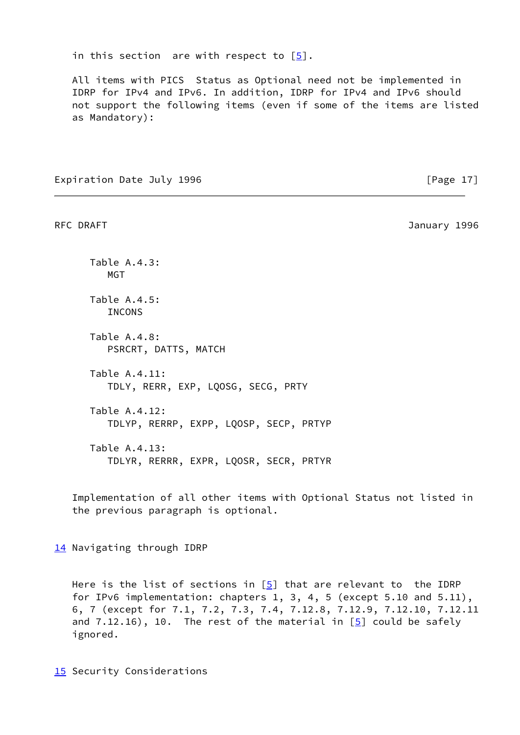in this section are with respect to [5].

All items with PICS Status as Optional need not be implemented in IDRP for IPv4 and IPv6. In addition, IDRP for IPv4 and IPv6 should not support the following items (even if some of the items are listed as Mandatory):

Table A.4.3:
   MGT

Table A.4.5:
   INCONS

Table A.4.8:
   PSRCRT, DATTS, MATCH

Table A.4.11:
   TDLY, RERR, EXP, LQOSG, SECG, PRTY

Table A.4.12:
   TDLYP, RERRP, EXPP, LQOSP, SECP, PRTYP

Table A.4.13:
   TDLYR, RERRR, EXPR, LQOSR, SECR, PRTYR

Implementation of all other items with Optional Status not listed in the previous paragraph is optional.

## 14 Navigating through IDRP

Here is the list of sections in [5] that are relevant to the IDRP for IPv6 implementation: chapters 1, 3, 4, 5 (except 5.10 and 5.11), 6, 7 (except for 7.1, 7.2, 7.3, 7.4, 7.12.8, 7.12.9, 7.12.10, 7.12.11 and 7.12.16), 10. The rest of the material in [5] could be safely ignored.

## 15 Security Considerations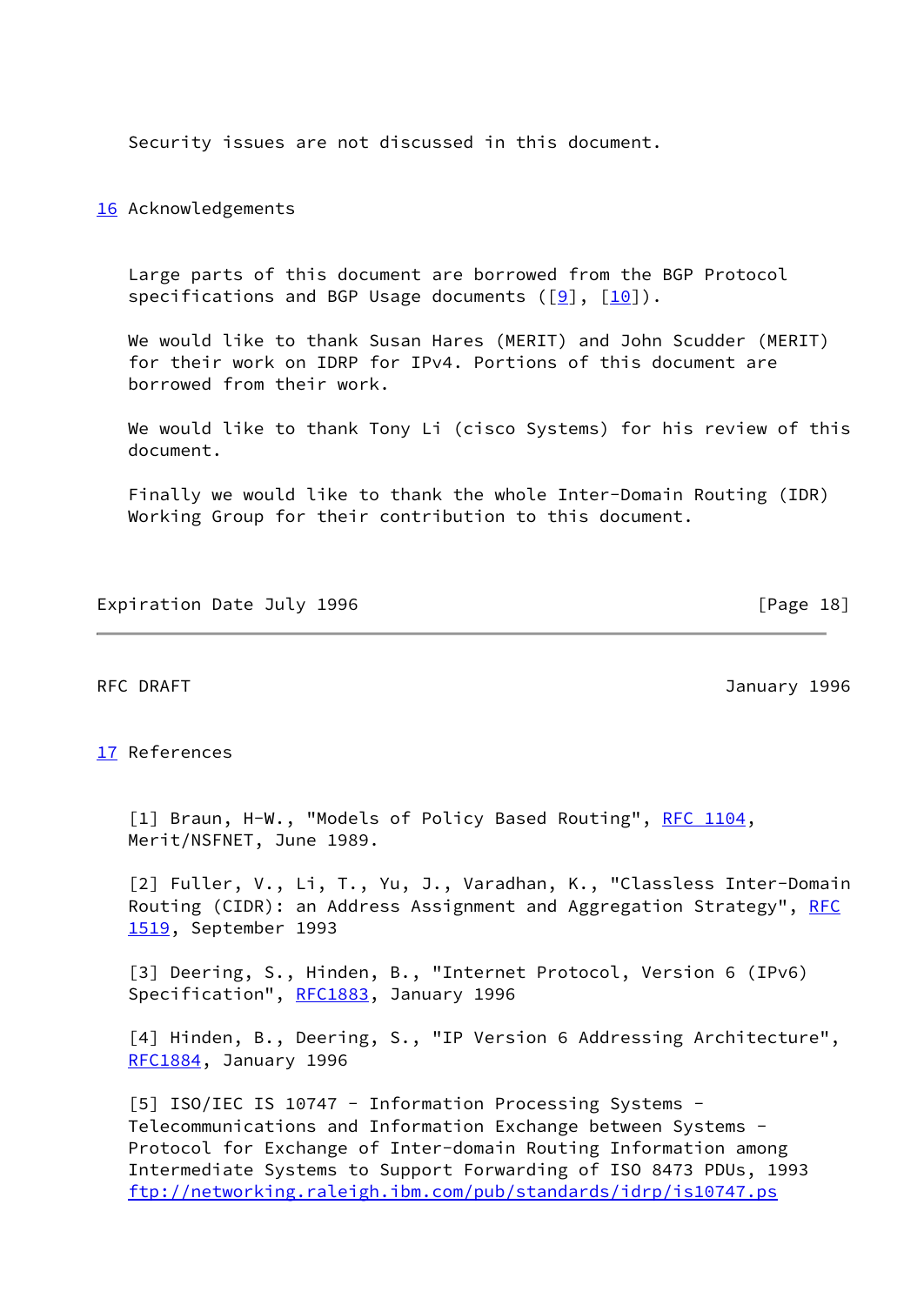Security issues are not discussed in this document.

## 16 Acknowledgements

Large parts of this document are borrowed from the BGP Protocol specifications and BGP Usage documents ([9], [10]).

We would like to thank Susan Hares (MERIT) and John Scudder (MERIT) for their work on IDRP for IPv4. Portions of this document are borrowed from their work.

We would like to thank Tony Li (cisco Systems) for his review of this document.

Finally we would like to thank the whole Inter-Domain Routing (IDR) Working Group for their contribution to this document.

## 17 References

[1] Braun, H-W., "Models of Policy Based Routing", RFC 1104, Merit/NSFNET, June 1989.

[2] Fuller, V., Li, T., Yu, J., Varadhan, K., "Classless Inter-Domain Routing (CIDR): an Address Assignment and Aggregation Strategy", RFC 1519, September 1993

[3] Deering, S., Hinden, B., "Internet Protocol, Version 6 (IPv6) Specification", RFC1883, January 1996

[4] Hinden, B., Deering, S., "IP Version 6 Addressing Architecture", RFC1884, January 1996

[5] ISO/IEC IS 10747 - Information Processing Systems - Telecommunications and Information Exchange between Systems - Protocol for Exchange of Inter-domain Routing Information among Intermediate Systems to Support Forwarding of ISO 8473 PDUs, 1993 ftp://networking.raleigh.ibm.com/pub/standards/idrp/is10747.ps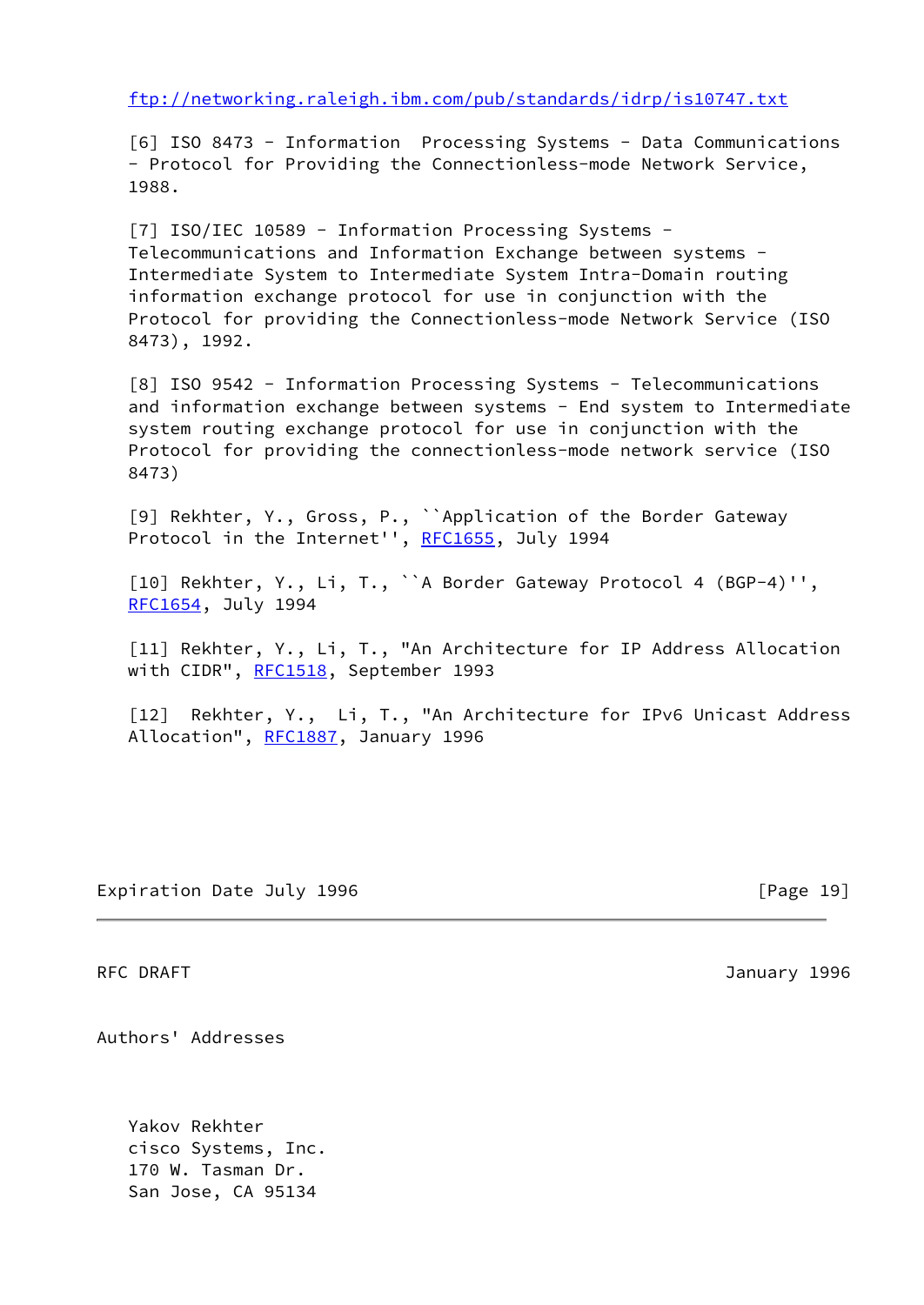ftp://networking.raleigh.ibm.com/pub/standards/idrp/is10747.txt

[6] ISO 8473 - Information Processing Systems - Data Communications - Protocol for Providing the Connectionless-mode Network Service, 1988.

[7] ISO/IEC 10589 - Information Processing Systems - Telecommunications and Information Exchange between systems - Intermediate System to Intermediate System Intra-Domain routing information exchange protocol for use in conjunction with the Protocol for providing the Connectionless-mode Network Service (ISO 8473), 1992.

[8] ISO 9542 - Information Processing Systems - Telecommunications and information exchange between systems - End system to Intermediate system routing exchange protocol for use in conjunction with the Protocol for providing the connectionless-mode network service (ISO 8473)

[9] Rekhter, Y., Gross, P., ``Application of the Border Gateway Protocol in the Internet'', RFC1655, July 1994

[10] Rekhter, Y., Li, T., ``A Border Gateway Protocol 4 (BGP-4)'', RFC1654, July 1994

[11] Rekhter, Y., Li, T., "An Architecture for IP Address Allocation with CIDR", RFC1518, September 1993

[12] Rekhter, Y., Li, T., "An Architecture for IPv6 Unicast Address Allocation", RFC1887, January 1996

Authors' Addresses

Yakov Rekhter
cisco Systems, Inc.
170 W. Tasman Dr.
San Jose, CA 95134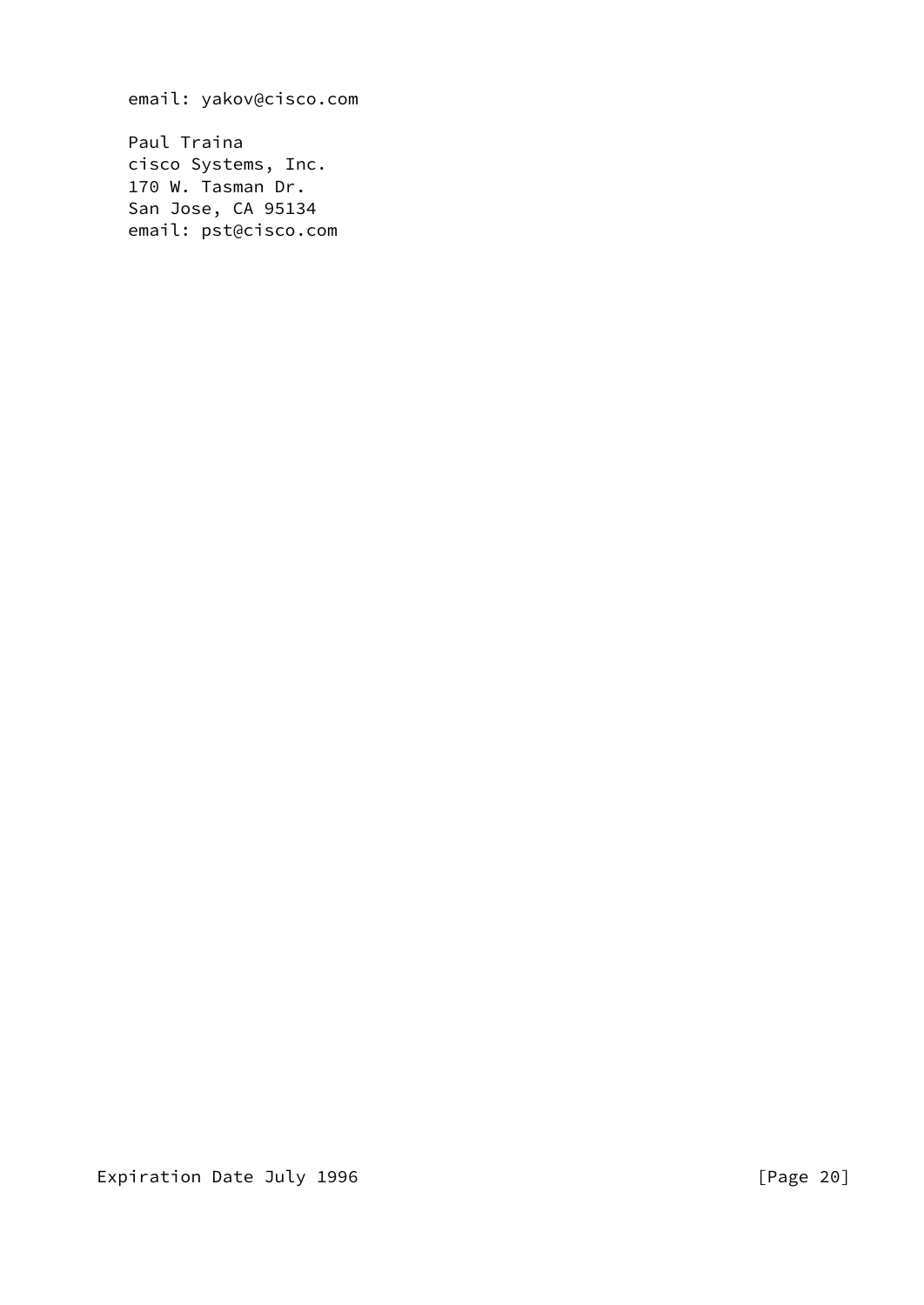email: yakov@cisco.com

Paul Traina
cisco Systems, Inc.
170 W. Tasman Dr.
San Jose, CA 95134
email: pst@cisco.com